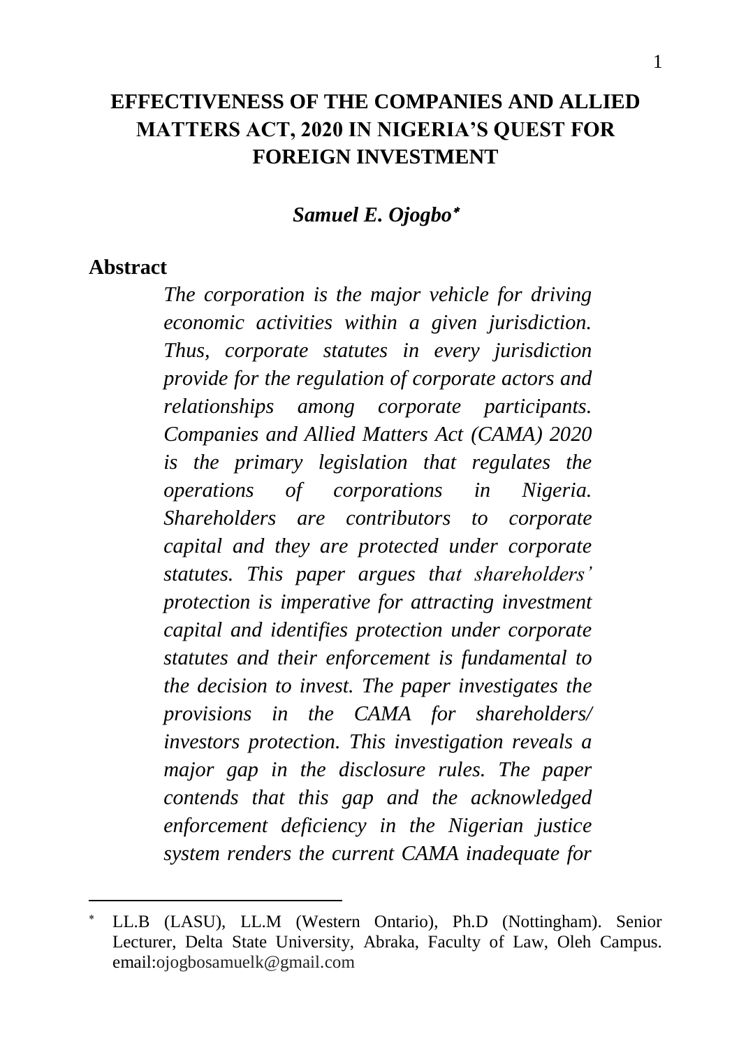# EFFECTIVENESS OF THE COMPANIES AND ALLIED MATTERS ACT, 2020 IN NIGERIA'S QUEST FOR FOREIGN INVESTMENT

***Samuel E. Ojogbo*** *

## Abstract

*The corporation is the major vehicle for driving economic activities within a given jurisdiction. Thus, corporate statutes in every jurisdiction provide for the regulation of corporate actors and relationships among corporate participants. Companies and Allied Matters Act (CAMA) 2020 is the primary legislation that regulates the operations of corporations in Nigeria. Shareholders are contributors to corporate capital and they are protected under corporate statutes. This paper argues that shareholders' protection is imperative for attracting investment capital and identifies protection under corporate statutes and their enforcement is fundamental to the decision to invest. The paper investigates the provisions in the CAMA for shareholders/ investors protection. This investigation reveals a major gap in the disclosure rules. The paper contends that this gap and the acknowledged enforcement deficiency in the Nigerian justice system renders the current CAMA inadequate for*

---

\* LL.B (LASU), LL.M (Western Ontario), Ph.D (Nottingham). Senior Lecturer, Delta State University, Abraka, Faculty of Law, Oleh Campus. email:ojogbosamuelk@gmail.com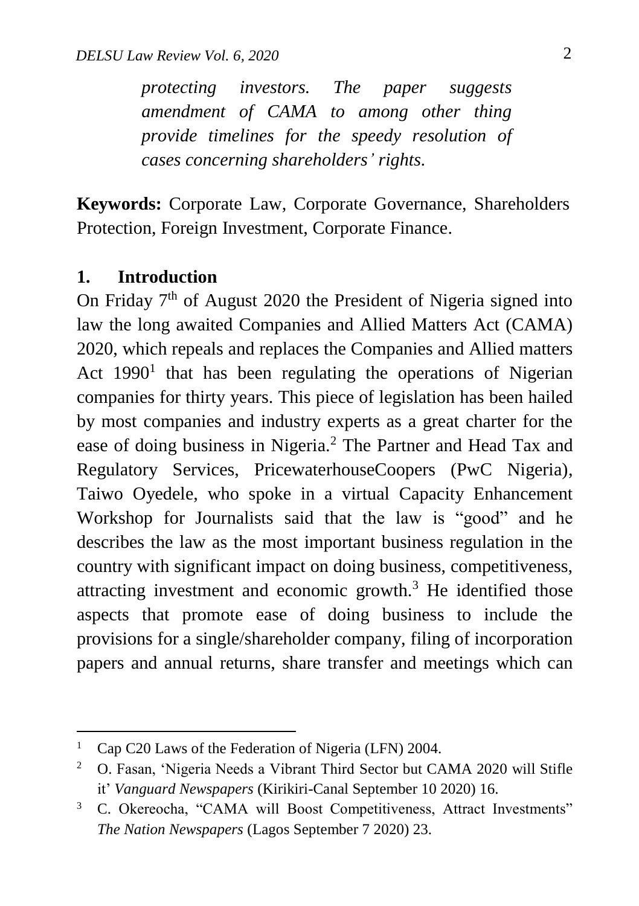*protecting investors. The paper suggests amendment of CAMA to among other thing provide timelines for the speedy resolution of cases concerning shareholders' rights.*

**Keywords:** Corporate Law, Corporate Governance, Shareholders Protection, Foreign Investment, Corporate Finance.

## 1. Introduction

On Friday 7th of August 2020 the President of Nigeria signed into law the long awaited Companies and Allied Matters Act (CAMA) 2020, which repeals and replaces the Companies and Allied matters Act 1990[1] that has been regulating the operations of Nigerian companies for thirty years. This piece of legislation has been hailed by most companies and industry experts as a great charter for the ease of doing business in Nigeria.[2] The Partner and Head Tax and Regulatory Services, PricewaterhouseCoopers (PwC Nigeria), Taiwo Oyedele, who spoke in a virtual Capacity Enhancement Workshop for Journalists said that the law is "good" and he describes the law as the most important business regulation in the country with significant impact on doing business, competitiveness, attracting investment and economic growth.[3] He identified those aspects that promote ease of doing business to include the provisions for a single/shareholder company, filing of incorporation papers and annual returns, share transfer and meetings which can

---

[1] Cap C20 Laws of the Federation of Nigeria (LFN) 2004.

[2] O. Fasan, 'Nigeria Needs a Vibrant Third Sector but CAMA 2020 will Stifle it' *Vanguard Newspapers* (Kirikiri-Canal September 10 2020) 16.

[3] C. Okereocha, "CAMA will Boost Competitiveness, Attract Investments" *The Nation Newspapers* (Lagos September 7 2020) 23.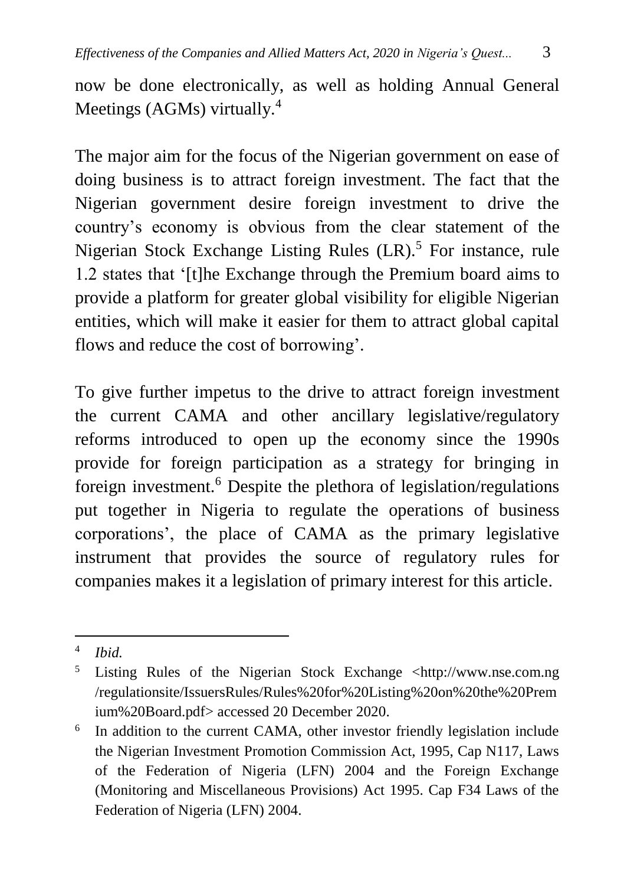now be done electronically, as well as holding Annual General Meetings (AGMs) virtually.[4]

The major aim for the focus of the Nigerian government on ease of doing business is to attract foreign investment. The fact that the Nigerian government desire foreign investment to drive the country's economy is obvious from the clear statement of the Nigerian Stock Exchange Listing Rules (LR).[5] For instance, rule 1.2 states that '[t]he Exchange through the Premium board aims to provide a platform for greater global visibility for eligible Nigerian entities, which will make it easier for them to attract global capital flows and reduce the cost of borrowing'.

To give further impetus to the drive to attract foreign investment the current CAMA and other ancillary legislative/regulatory reforms introduced to open up the economy since the 1990s provide for foreign participation as a strategy for bringing in foreign investment.[6] Despite the plethora of legislation/regulations put together in Nigeria to regulate the operations of business corporations', the place of CAMA as the primary legislative instrument that provides the source of regulatory rules for companies makes it a legislation of primary interest for this article.

---

[4] *Ibid.*

[5] Listing Rules of the Nigerian Stock Exchange <http://www.nse.com.ng/regulationsite/IssuersRules/Rules%20for%20Listing%20on%20the%20Premium%20Board.pdf> accessed 20 December 2020.

[6] In addition to the current CAMA, other investor friendly legislation include the Nigerian Investment Promotion Commission Act, 1995, Cap N117, Laws of the Federation of Nigeria (LFN) 2004 and the Foreign Exchange (Monitoring and Miscellaneous Provisions) Act 1995. Cap F34 Laws of the Federation of Nigeria (LFN) 2004.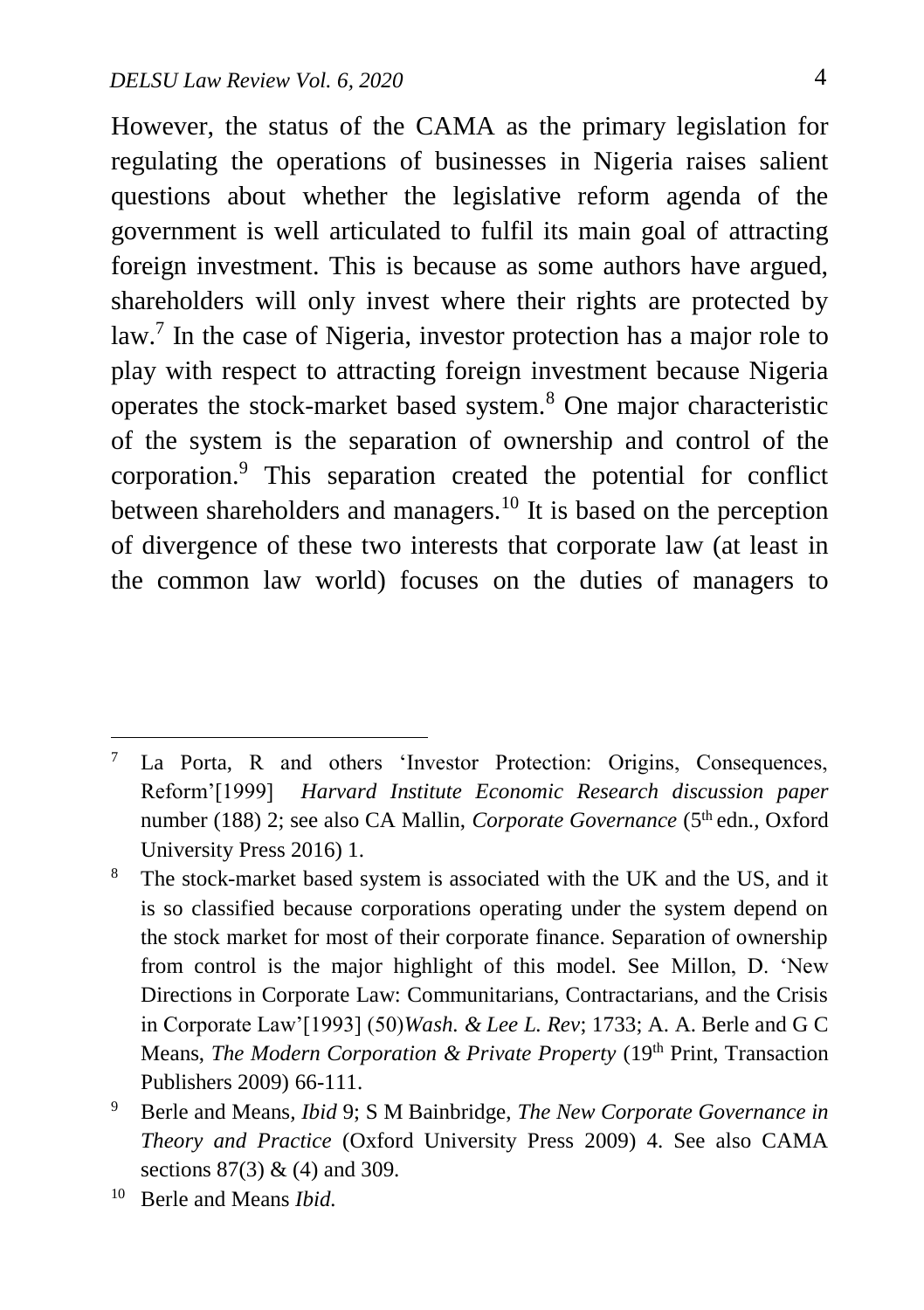However, the status of the CAMA as the primary legislation for regulating the operations of businesses in Nigeria raises salient questions about whether the legislative reform agenda of the government is well articulated to fulfil its main goal of attracting foreign investment. This is because as some authors have argued, shareholders will only invest where their rights are protected by law.[7] In the case of Nigeria, investor protection has a major role to play with respect to attracting foreign investment because Nigeria operates the stock-market based system.[8] One major characteristic of the system is the separation of ownership and control of the corporation.[9] This separation created the potential for conflict between shareholders and managers.[10] It is based on the perception of divergence of these two interests that corporate law (at least in the common law world) focuses on the duties of managers to

---

[7] La Porta, R and others 'Investor Protection: Origins, Consequences, Reform'[1999] *Harvard Institute Economic Research discussion paper* number (188) 2; see also CA Mallin, *Corporate Governance* (5th edn., Oxford University Press 2016) 1.

[8] The stock-market based system is associated with the UK and the US, and it is so classified because corporations operating under the system depend on the stock market for most of their corporate finance. Separation of ownership from control is the major highlight of this model. See Millon, D. 'New Directions in Corporate Law: Communitarians, Contractarians, and the Crisis in Corporate Law'[1993] (50)*Wash. & Lee L. Rev*; 1733; A. A. Berle and G C Means, *The Modern Corporation & Private Property* (19th Print, Transaction Publishers 2009) 66-111.

[9] Berle and Means, *Ibid* 9; S M Bainbridge, *The New Corporate Governance in Theory and Practice* (Oxford University Press 2009) 4. See also CAMA sections 87(3) & (4) and 309.

[10] Berle and Means *Ibid.*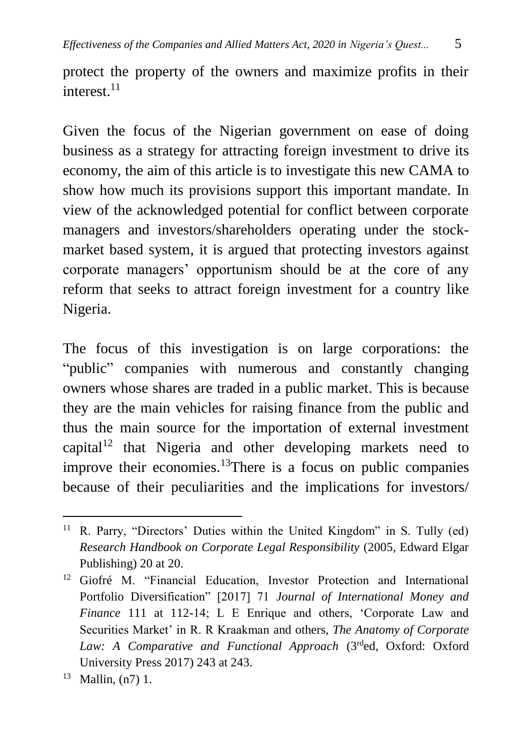protect the property of the owners and maximize profits in their interest.[11]

Given the focus of the Nigerian government on ease of doing business as a strategy for attracting foreign investment to drive its economy, the aim of this article is to investigate this new CAMA to show how much its provisions support this important mandate. In view of the acknowledged potential for conflict between corporate managers and investors/shareholders operating under the stock-market based system, it is argued that protecting investors against corporate managers' opportunism should be at the core of any reform that seeks to attract foreign investment for a country like Nigeria.

The focus of this investigation is on large corporations: the "public" companies with numerous and constantly changing owners whose shares are traded in a public market. This is because they are the main vehicles for raising finance from the public and thus the main source for the importation of external investment capital[12] that Nigeria and other developing markets need to improve their economies.[13]There is a focus on public companies because of their peculiarities and the implications for investors/

---

[11] R. Parry, "Directors' Duties within the United Kingdom" in S. Tully (ed) *Research Handbook on Corporate Legal Responsibility* (2005, Edward Elgar Publishing) 20 at 20.

[12] Giofré M. "Financial Education, Investor Protection and International Portfolio Diversification" [2017] 71 *Journal of International Money and Finance* 111 at 112-14; L E Enrique and others, 'Corporate Law and Securities Market' in R. R Kraakman and others, *The Anatomy of Corporate Law: A Comparative and Functional Approach* (3rded, Oxford: Oxford University Press 2017) 243 at 243.

[13] Mallin, (n7) 1.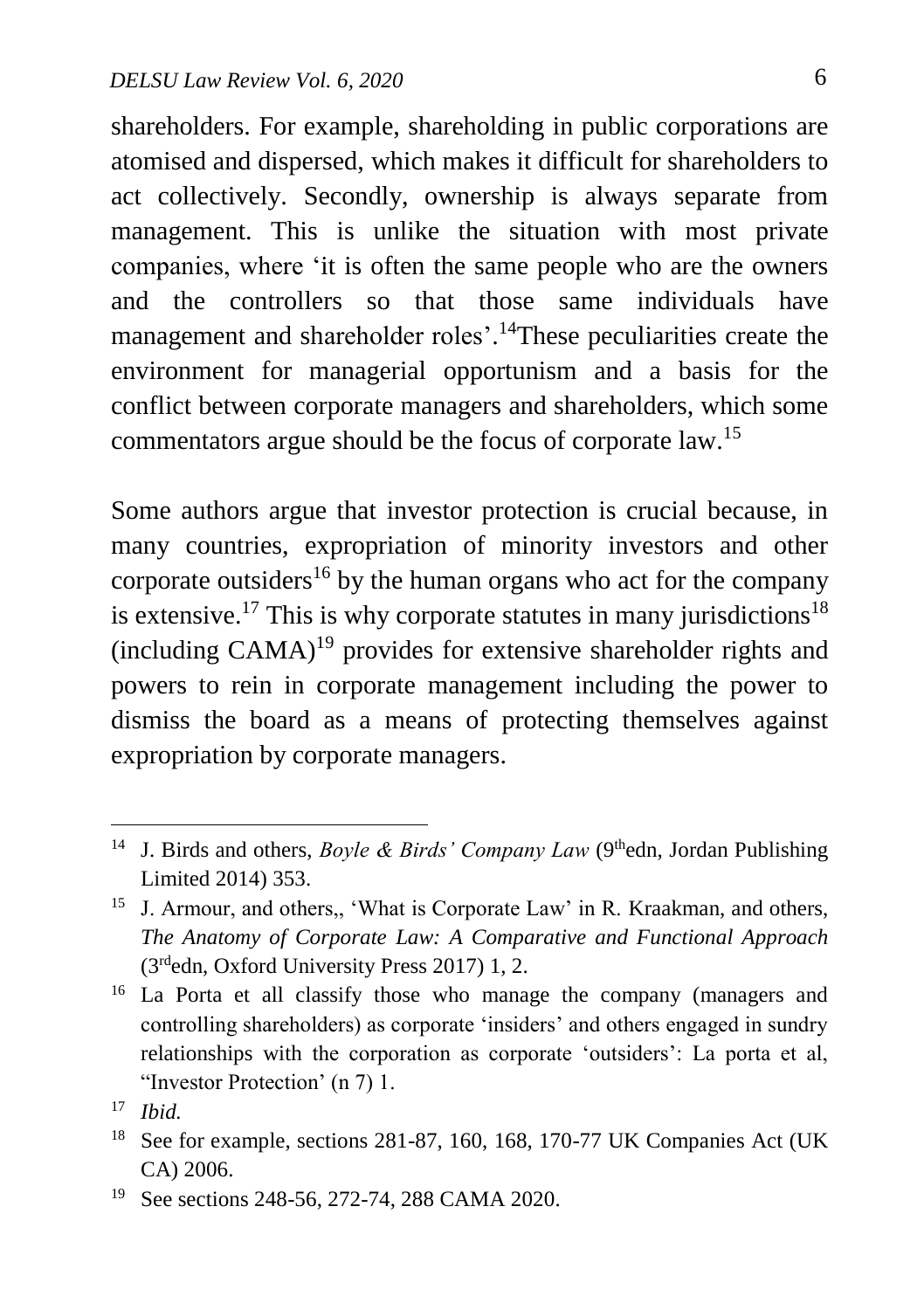shareholders. For example, shareholding in public corporations are atomised and dispersed, which makes it difficult for shareholders to act collectively. Secondly, ownership is always separate from management. This is unlike the situation with most private companies, where 'it is often the same people who are the owners and the controllers so that those same individuals have management and shareholder roles'.[14]These peculiarities create the environment for managerial opportunism and a basis for the conflict between corporate managers and shareholders, which some commentators argue should be the focus of corporate law.[15]

Some authors argue that investor protection is crucial because, in many countries, expropriation of minority investors and other corporate outsiders[16] by the human organs who act for the company is extensive.[17] This is why corporate statutes in many jurisdictions[18] (including CAMA)[19] provides for extensive shareholder rights and powers to rein in corporate management including the power to dismiss the board as a means of protecting themselves against expropriation by corporate managers.

---

[14] J. Birds and others, *Boyle & Birds' Company Law* (9thedn, Jordan Publishing Limited 2014) 353.

[15] J. Armour, and others,, 'What is Corporate Law' in R. Kraakman, and others, *The Anatomy of Corporate Law: A Comparative and Functional Approach* (3rdedn, Oxford University Press 2017) 1, 2.

[16] La Porta et all classify those who manage the company (managers and controlling shareholders) as corporate 'insiders' and others engaged in sundry relationships with the corporation as corporate 'outsiders': La porta et al, "Investor Protection' (n 7) 1.

[17] *Ibid.*

[18] See for example, sections 281-87, 160, 168, 170-77 UK Companies Act (UK CA) 2006.

[19] See sections 248-56, 272-74, 288 CAMA 2020.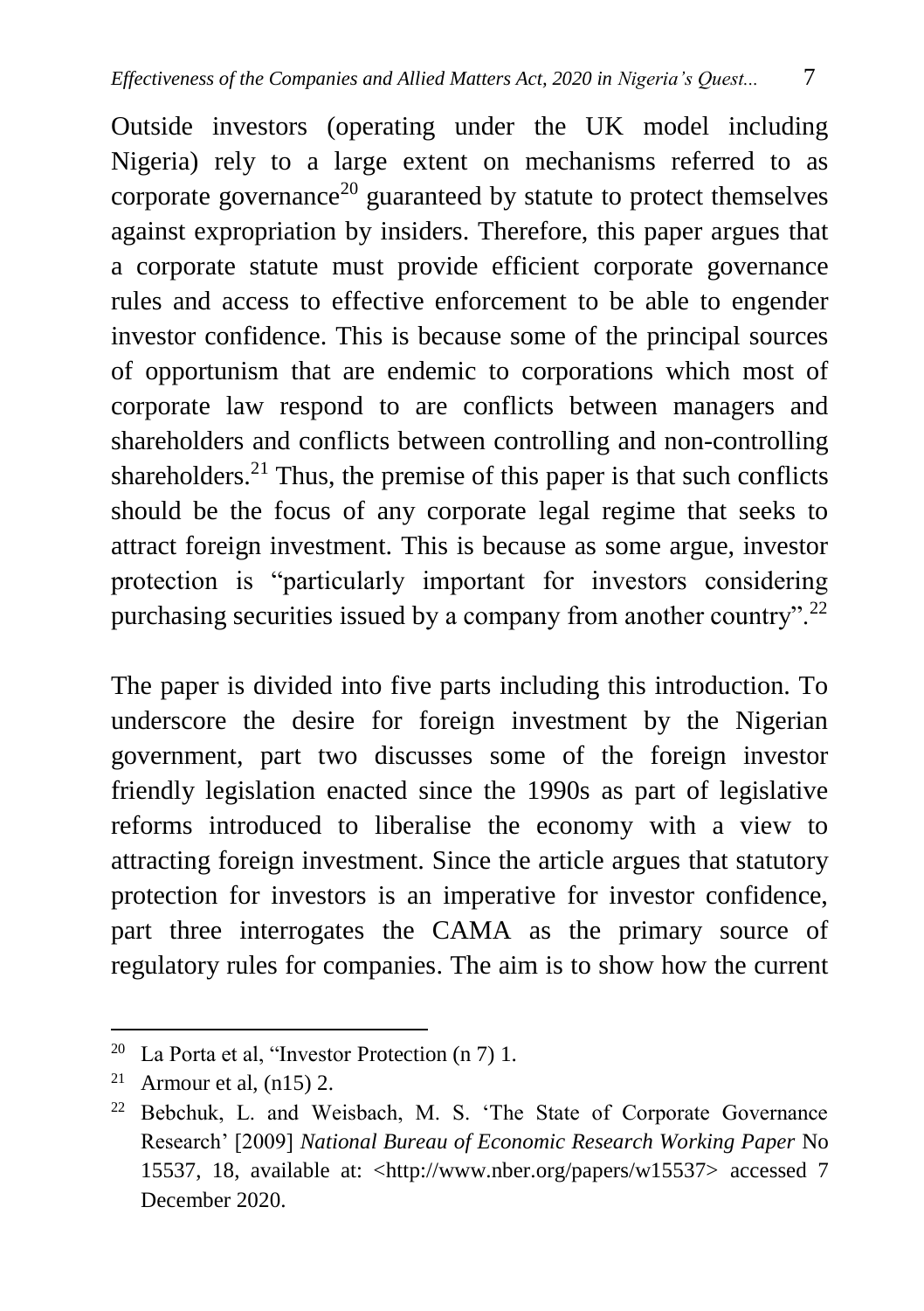Outside investors (operating under the UK model including Nigeria) rely to a large extent on mechanisms referred to as corporate governance[20] guaranteed by statute to protect themselves against expropriation by insiders. Therefore, this paper argues that a corporate statute must provide efficient corporate governance rules and access to effective enforcement to be able to engender investor confidence. This is because some of the principal sources of opportunism that are endemic to corporations which most of corporate law respond to are conflicts between managers and shareholders and conflicts between controlling and non-controlling shareholders.[21] Thus, the premise of this paper is that such conflicts should be the focus of any corporate legal regime that seeks to attract foreign investment. This is because as some argue, investor protection is "particularly important for investors considering purchasing securities issued by a company from another country".[22]

The paper is divided into five parts including this introduction. To underscore the desire for foreign investment by the Nigerian government, part two discusses some of the foreign investor friendly legislation enacted since the 1990s as part of legislative reforms introduced to liberalise the economy with a view to attracting foreign investment. Since the article argues that statutory protection for investors is an imperative for investor confidence, part three interrogates the CAMA as the primary source of regulatory rules for companies. The aim is to show how the current

---

[20] La Porta et al, "Investor Protection (n 7) 1.

[21] Armour et al, (n15) 2.

[22] Bebchuk, L. and Weisbach, M. S. 'The State of Corporate Governance Research' [2009] *National Bureau of Economic Research Working Paper* No 15537, 18, available at: <http://www.nber.org/papers/w15537> accessed 7 December 2020.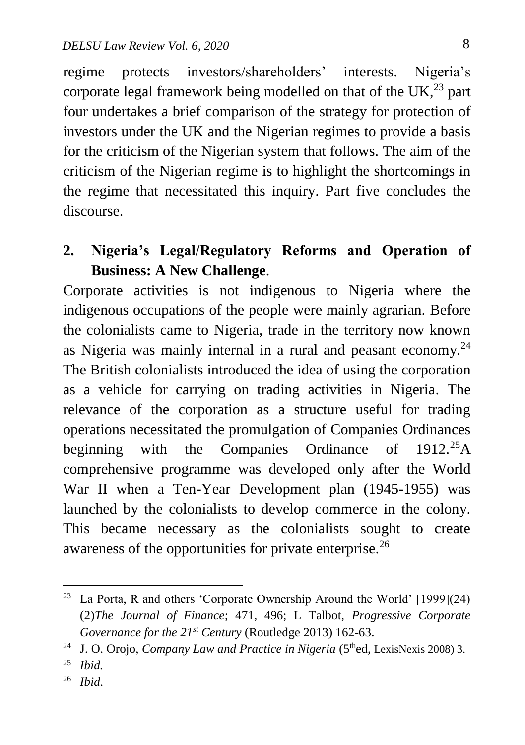regime protects investors/shareholders' interests. Nigeria's corporate legal framework being modelled on that of the UK,[23] part four undertakes a brief comparison of the strategy for protection of investors under the UK and the Nigerian regimes to provide a basis for the criticism of the Nigerian system that follows. The aim of the criticism of the Nigerian regime is to highlight the shortcomings in the regime that necessitated this inquiry. Part five concludes the discourse.

## 2. Nigeria's Legal/Regulatory Reforms and Operation of Business: A New Challenge.

Corporate activities is not indigenous to Nigeria where the indigenous occupations of the people were mainly agrarian. Before the colonialists came to Nigeria, trade in the territory now known as Nigeria was mainly internal in a rural and peasant economy.[24] The British colonialists introduced the idea of using the corporation as a vehicle for carrying on trading activities in Nigeria. The relevance of the corporation as a structure useful for trading operations necessitated the promulgation of Companies Ordinances beginning with the Companies Ordinance of 1912.[25]A comprehensive programme was developed only after the World War II when a Ten-Year Development plan (1945-1955) was launched by the colonialists to develop commerce in the colony. This became necessary as the colonialists sought to create awareness of the opportunities for private enterprise.[26]

---

[23] La Porta, R and others 'Corporate Ownership Around the World' [1999](24)(2)*The Journal of Finance*; 471, 496; L Talbot, *Progressive Corporate Governance for the 21st Century* (Routledge 2013) 162-63.

[24] J. O. Orojo, *Company Law and Practice in Nigeria* (5thed, LexisNexis 2008) 3.

[25] *Ibid.*

[26] *Ibid.*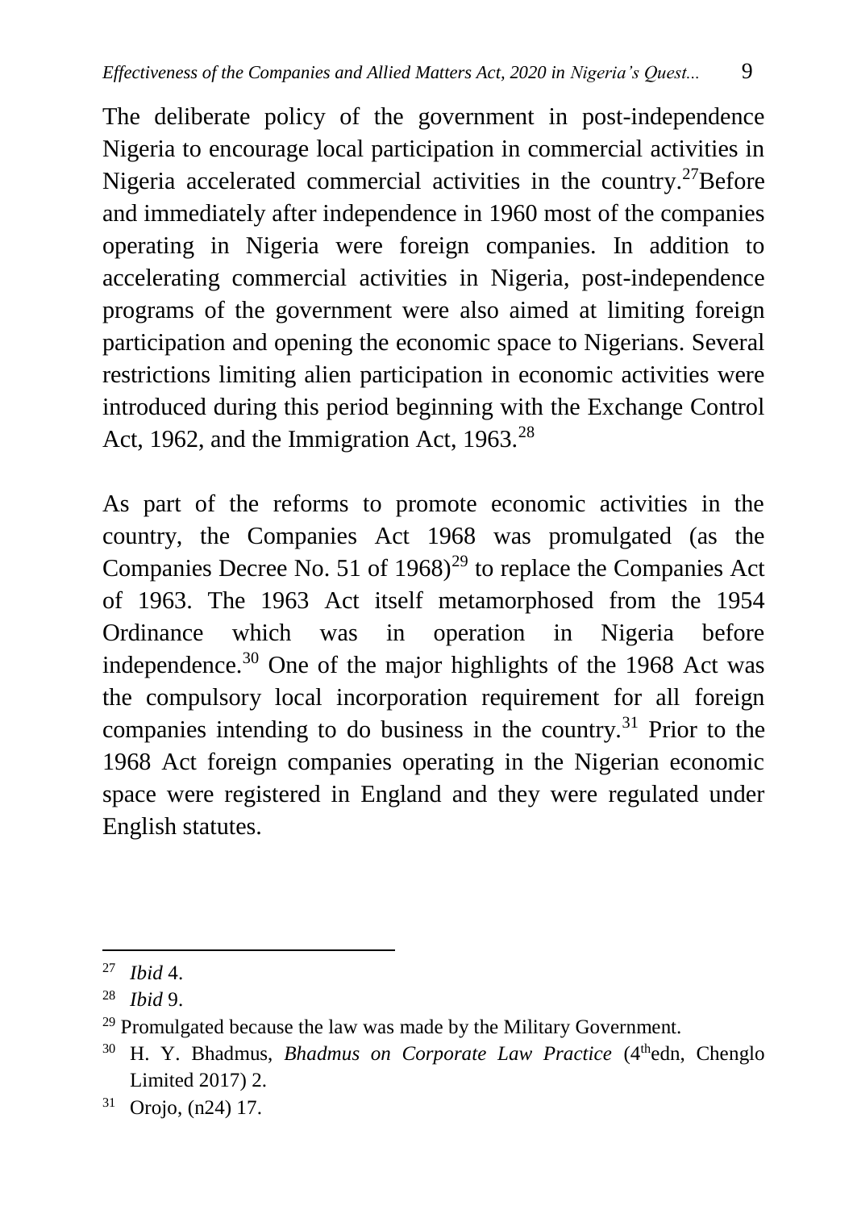The deliberate policy of the government in post-independence Nigeria to encourage local participation in commercial activities in Nigeria accelerated commercial activities in the country.[27]Before and immediately after independence in 1960 most of the companies operating in Nigeria were foreign companies. In addition to accelerating commercial activities in Nigeria, post-independence programs of the government were also aimed at limiting foreign participation and opening the economic space to Nigerians. Several restrictions limiting alien participation in economic activities were introduced during this period beginning with the Exchange Control Act, 1962, and the Immigration Act, 1963.[28]

As part of the reforms to promote economic activities in the country, the Companies Act 1968 was promulgated (as the Companies Decree No. 51 of 1968)[29] to replace the Companies Act of 1963. The 1963 Act itself metamorphosed from the 1954 Ordinance which was in operation in Nigeria before independence.[30] One of the major highlights of the 1968 Act was the compulsory local incorporation requirement for all foreign companies intending to do business in the country.[31] Prior to the 1968 Act foreign companies operating in the Nigerian economic space were registered in England and they were regulated under English statutes.

---

[27] *Ibid* 4.

[28] *Ibid* 9.

[29] Promulgated because the law was made by the Military Government.

[30] H. Y. Bhadmus, *Bhadmus on Corporate Law Practice* (4th edn, Chenglo Limited 2017) 2.

[31] Orojo, (n24) 17.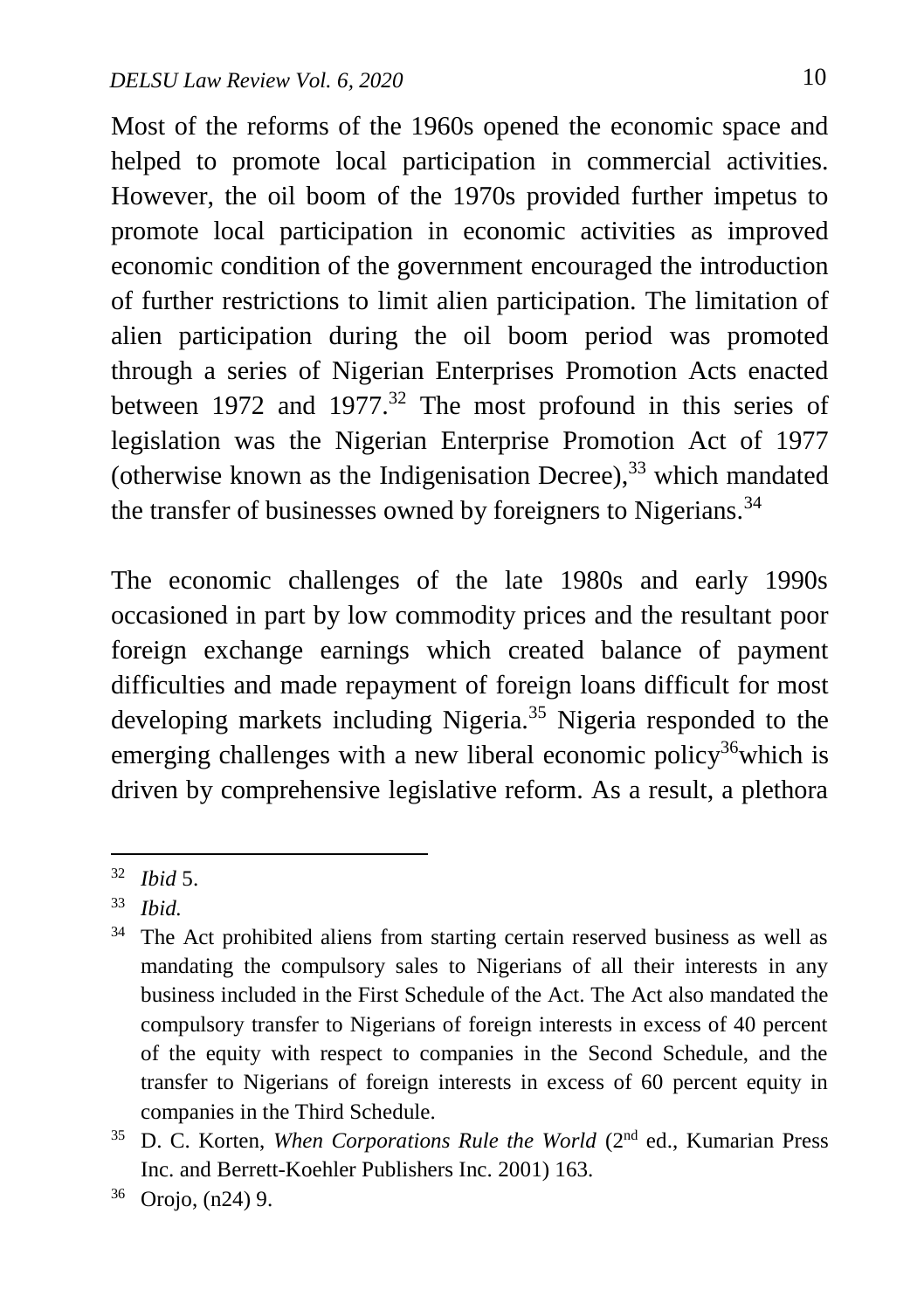Most of the reforms of the 1960s opened the economic space and helped to promote local participation in commercial activities. However, the oil boom of the 1970s provided further impetus to promote local participation in economic activities as improved economic condition of the government encouraged the introduction of further restrictions to limit alien participation. The limitation of alien participation during the oil boom period was promoted through a series of Nigerian Enterprises Promotion Acts enacted between 1972 and 1977.[32] The most profound in this series of legislation was the Nigerian Enterprise Promotion Act of 1977 (otherwise known as the Indigenisation Decree),[33] which mandated the transfer of businesses owned by foreigners to Nigerians.[34]

The economic challenges of the late 1980s and early 1990s occasioned in part by low commodity prices and the resultant poor foreign exchange earnings which created balance of payment difficulties and made repayment of foreign loans difficult for most developing markets including Nigeria.[35] Nigeria responded to the emerging challenges with a new liberal economic policy[36]which is driven by comprehensive legislative reform. As a result, a plethora

---

[32] *Ibid* 5.

[33] *Ibid.*

[34] The Act prohibited aliens from starting certain reserved business as well as mandating the compulsory sales to Nigerians of all their interests in any business included in the First Schedule of the Act. The Act also mandated the compulsory transfer to Nigerians of foreign interests in excess of 40 percent of the equity with respect to companies in the Second Schedule, and the transfer to Nigerians of foreign interests in excess of 60 percent equity in companies in the Third Schedule.

[35] D. C. Korten, *When Corporations Rule the World* (2nd ed., Kumarian Press Inc. and Berrett-Koehler Publishers Inc. 2001) 163.

[36] Orojo, (n24) 9.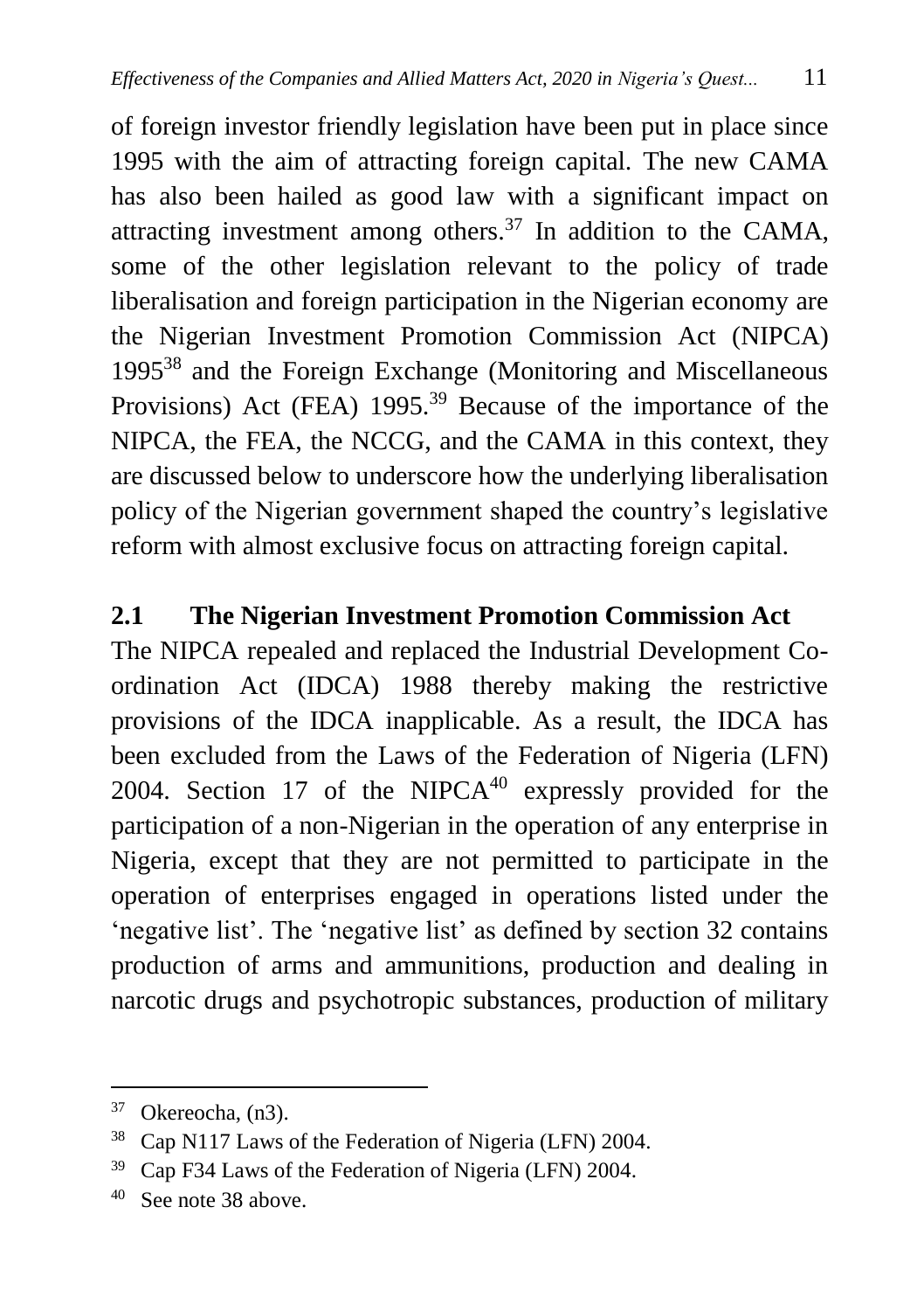of foreign investor friendly legislation have been put in place since 1995 with the aim of attracting foreign capital. The new CAMA has also been hailed as good law with a significant impact on attracting investment among others.[37] In addition to the CAMA, some of the other legislation relevant to the policy of trade liberalisation and foreign participation in the Nigerian economy are the Nigerian Investment Promotion Commission Act (NIPCA) 1995[38] and the Foreign Exchange (Monitoring and Miscellaneous Provisions) Act (FEA) 1995.[39] Because of the importance of the NIPCA, the FEA, the NCCG, and the CAMA in this context, they are discussed below to underscore how the underlying liberalisation policy of the Nigerian government shaped the country's legislative reform with almost exclusive focus on attracting foreign capital.

## 2.1 The Nigerian Investment Promotion Commission Act

The NIPCA repealed and replaced the Industrial Development Co-ordination Act (IDCA) 1988 thereby making the restrictive provisions of the IDCA inapplicable. As a result, the IDCA has been excluded from the Laws of the Federation of Nigeria (LFN) 2004. Section 17 of the NIPCA[40] expressly provided for the participation of a non-Nigerian in the operation of any enterprise in Nigeria, except that they are not permitted to participate in the operation of enterprises engaged in operations listed under the 'negative list'. The 'negative list' as defined by section 32 contains production of arms and ammunitions, production and dealing in narcotic drugs and psychotropic substances, production of military

---

[37] Okereocha, (n3).

[38] Cap N117 Laws of the Federation of Nigeria (LFN) 2004.

[39] Cap F34 Laws of the Federation of Nigeria (LFN) 2004.

[40] See note 38 above.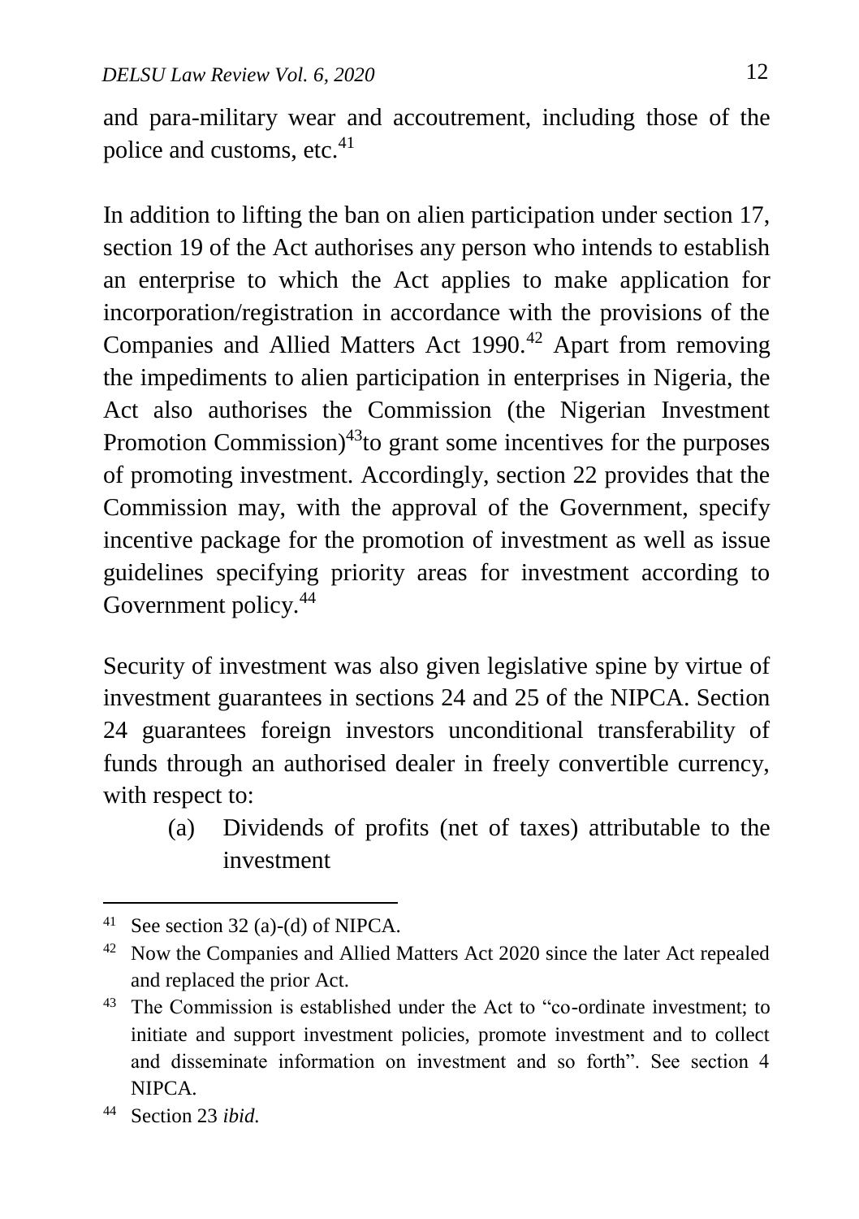and para-military wear and accoutrement, including those of the police and customs, etc.[41]

In addition to lifting the ban on alien participation under section 17, section 19 of the Act authorises any person who intends to establish an enterprise to which the Act applies to make application for incorporation/registration in accordance with the provisions of the Companies and Allied Matters Act 1990.[42] Apart from removing the impediments to alien participation in enterprises in Nigeria, the Act also authorises the Commission (the Nigerian Investment Promotion Commission)[43]to grant some incentives for the purposes of promoting investment. Accordingly, section 22 provides that the Commission may, with the approval of the Government, specify incentive package for the promotion of investment as well as issue guidelines specifying priority areas for investment according to Government policy.[44]

Security of investment was also given legislative spine by virtue of investment guarantees in sections 24 and 25 of the NIPCA. Section 24 guarantees foreign investors unconditional transferability of funds through an authorised dealer in freely convertible currency, with respect to:

(a) Dividends of profits (net of taxes) attributable to the investment

---

[41] See section 32 (a)-(d) of NIPCA.

[42] Now the Companies and Allied Matters Act 2020 since the later Act repealed and replaced the prior Act.

[43] The Commission is established under the Act to "co-ordinate investment; to initiate and support investment policies, promote investment and to collect and disseminate information on investment and so forth". See section 4 NIPCA.

[44] Section 23 *ibid.*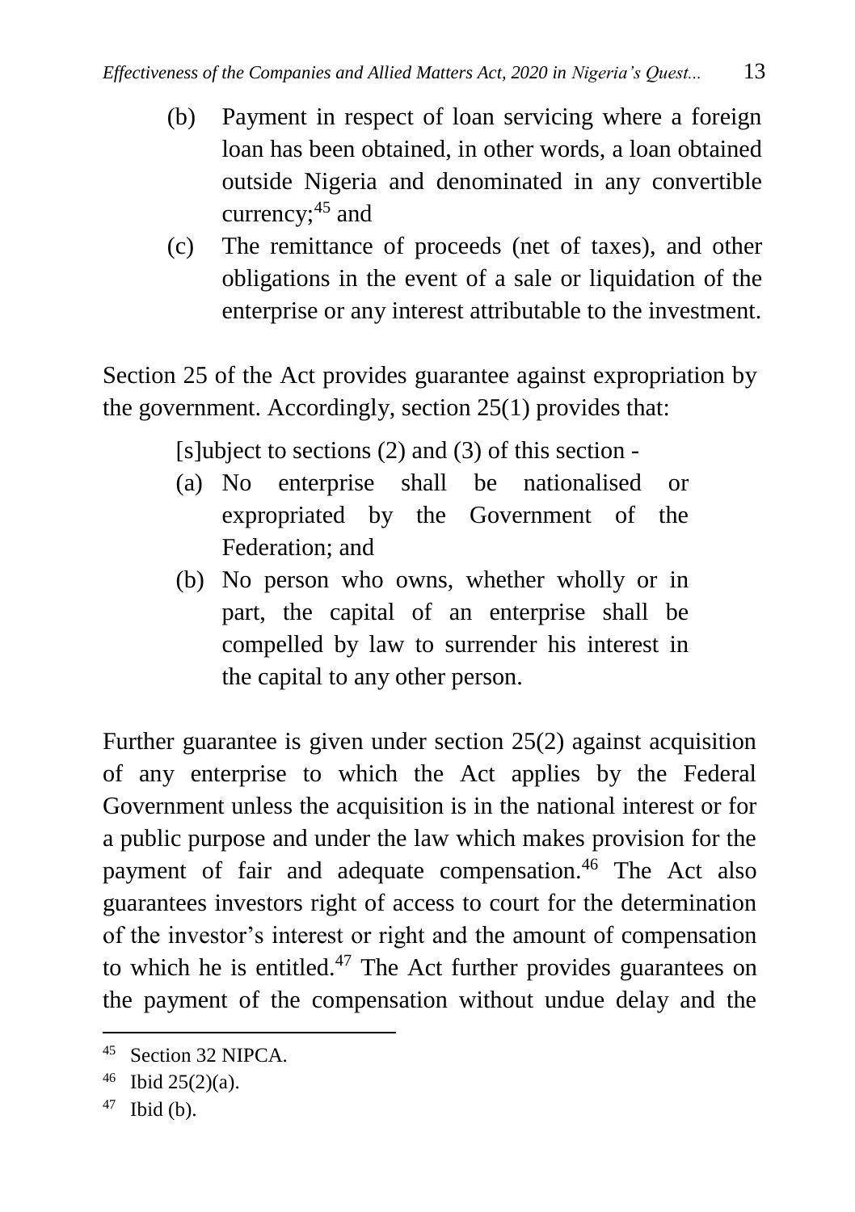(b) Payment in respect of loan servicing where a foreign loan has been obtained, in other words, a loan obtained outside Nigeria and denominated in any convertible currency;[45] and

(c) The remittance of proceeds (net of taxes), and other obligations in the event of a sale or liquidation of the enterprise or any interest attributable to the investment.

Section 25 of the Act provides guarantee against expropriation by the government. Accordingly, section 25(1) provides that:

> [s]ubject to sections (2) and (3) of this section -
>
> (a) No enterprise shall be nationalised or expropriated by the Government of the Federation; and
>
> (b) No person who owns, whether wholly or in part, the capital of an enterprise shall be compelled by law to surrender his interest in the capital to any other person.

Further guarantee is given under section 25(2) against acquisition of any enterprise to which the Act applies by the Federal Government unless the acquisition is in the national interest or for a public purpose and under the law which makes provision for the payment of fair and adequate compensation.[46] The Act also guarantees investors right of access to court for the determination of the investor's interest or right and the amount of compensation to which he is entitled.[47] The Act further provides guarantees on the payment of the compensation without undue delay and the

---

[45] Section 32 NIPCA.

[46] Ibid 25(2)(a).

[47] Ibid (b).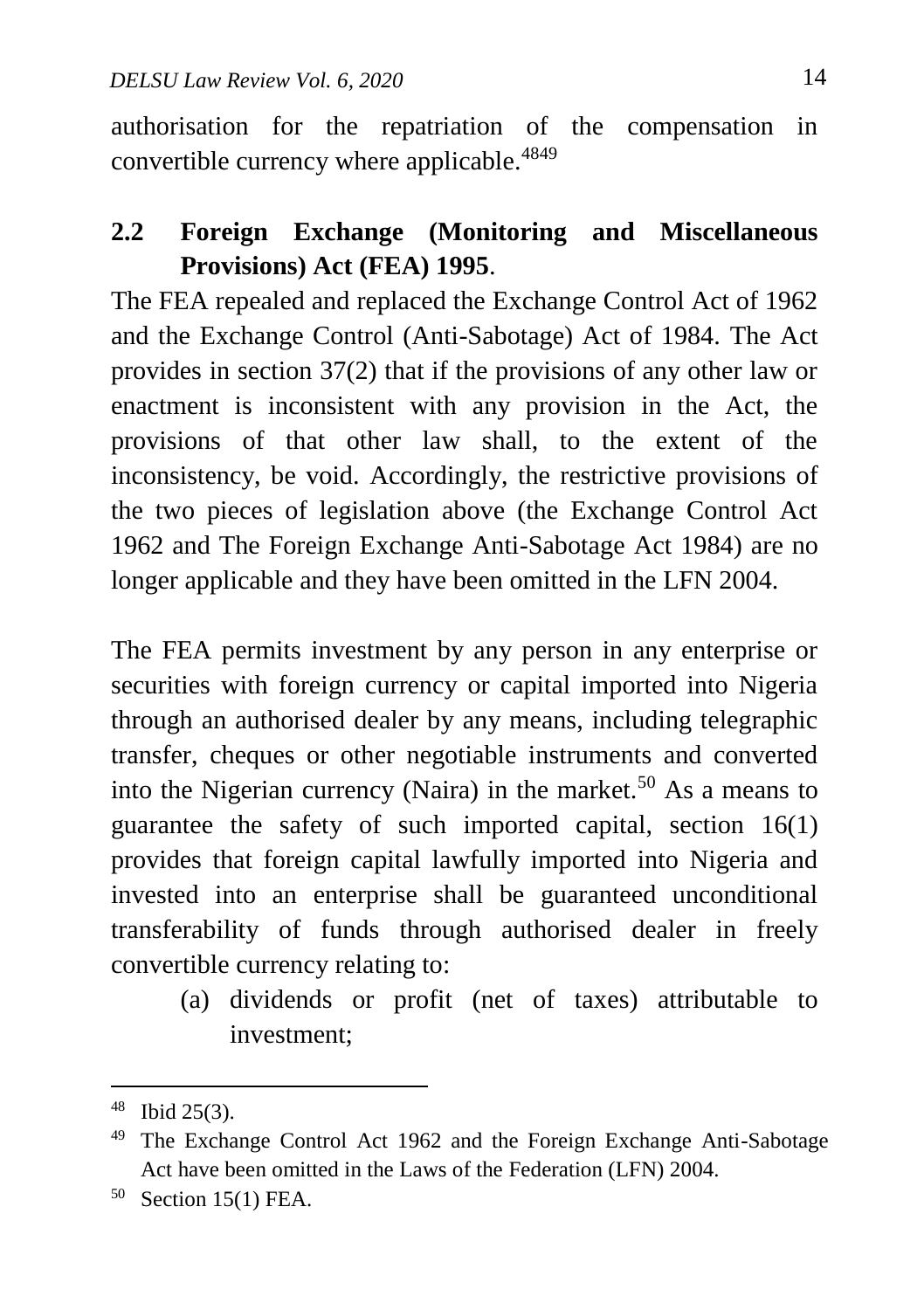authorisation for the repatriation of the compensation in convertible currency where applicable.[48][49]

## 2.2 Foreign Exchange (Monitoring and Miscellaneous Provisions) Act (FEA) 1995.

The FEA repealed and replaced the Exchange Control Act of 1962 and the Exchange Control (Anti-Sabotage) Act of 1984. The Act provides in section 37(2) that if the provisions of any other law or enactment is inconsistent with any provision in the Act, the provisions of that other law shall, to the extent of the inconsistency, be void. Accordingly, the restrictive provisions of the two pieces of legislation above (the Exchange Control Act 1962 and The Foreign Exchange Anti-Sabotage Act 1984) are no longer applicable and they have been omitted in the LFN 2004.

The FEA permits investment by any person in any enterprise or securities with foreign currency or capital imported into Nigeria through an authorised dealer by any means, including telegraphic transfer, cheques or other negotiable instruments and converted into the Nigerian currency (Naira) in the market.[50] As a means to guarantee the safety of such imported capital, section 16(1) provides that foreign capital lawfully imported into Nigeria and invested into an enterprise shall be guaranteed unconditional transferability of funds through authorised dealer in freely convertible currency relating to:

(a) dividends or profit (net of taxes) attributable to investment;

---

[48] Ibid 25(3).

[49] The Exchange Control Act 1962 and the Foreign Exchange Anti-Sabotage Act have been omitted in the Laws of the Federation (LFN) 2004.

[50] Section 15(1) FEA.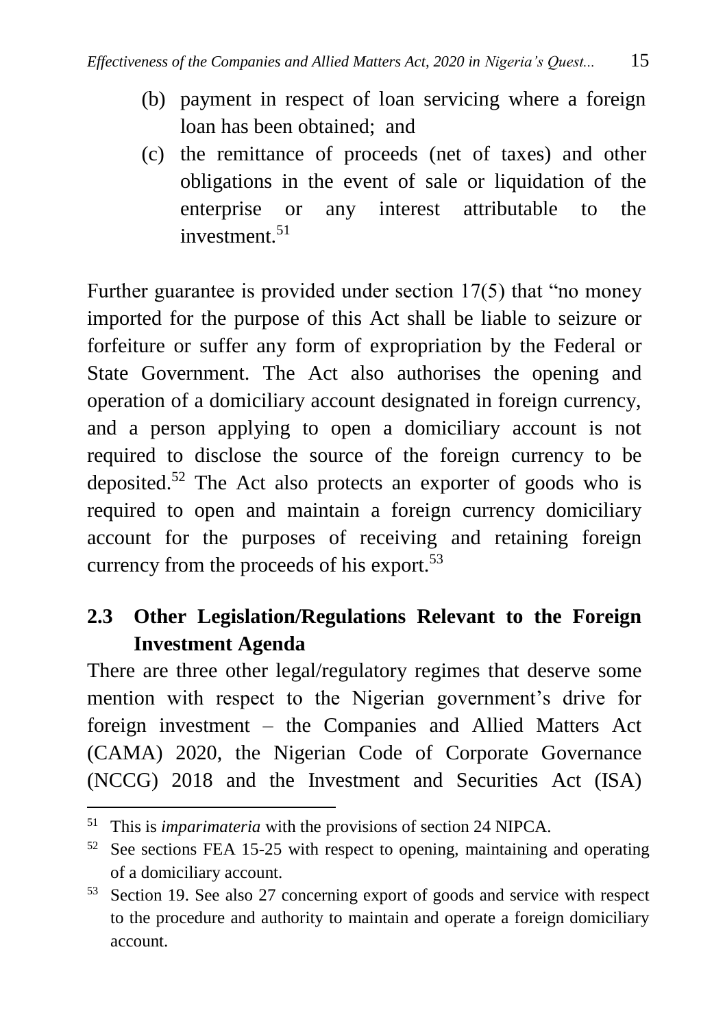(b) payment in respect of loan servicing where a foreign loan has been obtained; and

(c) the remittance of proceeds (net of taxes) and other obligations in the event of sale or liquidation of the enterprise or any interest attributable to the investment.[51]

Further guarantee is provided under section 17(5) that "no money imported for the purpose of this Act shall be liable to seizure or forfeiture or suffer any form of expropriation by the Federal or State Government. The Act also authorises the opening and operation of a domiciliary account designated in foreign currency, and a person applying to open a domiciliary account is not required to disclose the source of the foreign currency to be deposited.[52] The Act also protects an exporter of goods who is required to open and maintain a foreign currency domiciliary account for the purposes of receiving and retaining foreign currency from the proceeds of his export.[53]

## 2.3 Other Legislation/Regulations Relevant to the Foreign Investment Agenda

There are three other legal/regulatory regimes that deserve some mention with respect to the Nigerian government's drive for foreign investment – the Companies and Allied Matters Act (CAMA) 2020, the Nigerian Code of Corporate Governance (NCCG) 2018 and the Investment and Securities Act (ISA)

---

[51] This is *imparimateria* with the provisions of section 24 NIPCA.

[52] See sections FEA 15-25 with respect to opening, maintaining and operating of a domiciliary account.

[53] Section 19. See also 27 concerning export of goods and service with respect to the procedure and authority to maintain and operate a foreign domiciliary account.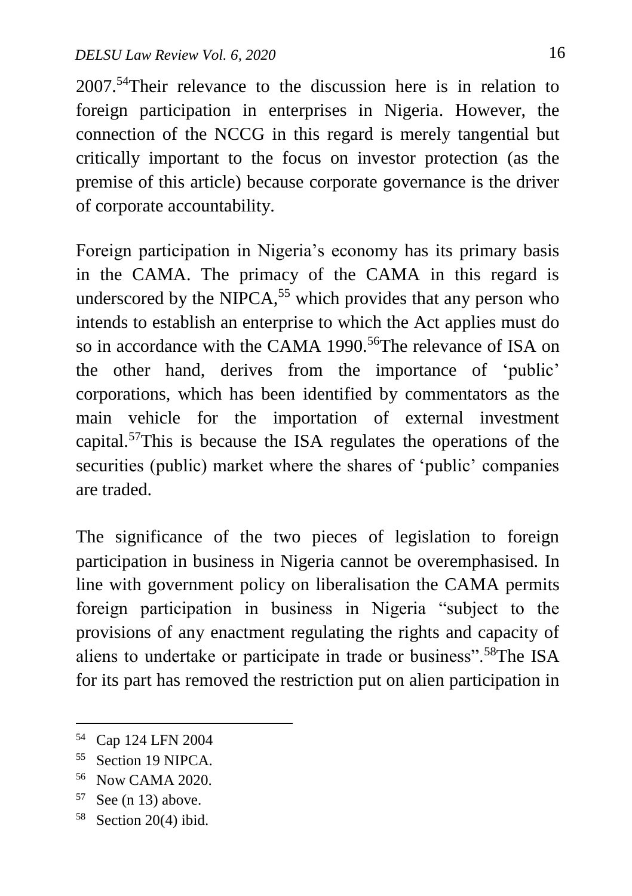2007.[54]Their relevance to the discussion here is in relation to foreign participation in enterprises in Nigeria. However, the connection of the NCCG in this regard is merely tangential but critically important to the focus on investor protection (as the premise of this article) because corporate governance is the driver of corporate accountability.

Foreign participation in Nigeria's economy has its primary basis in the CAMA. The primacy of the CAMA in this regard is underscored by the NIPCA,[55] which provides that any person who intends to establish an enterprise to which the Act applies must do so in accordance with the CAMA 1990.[56]The relevance of ISA on the other hand, derives from the importance of 'public' corporations, which has been identified by commentators as the main vehicle for the importation of external investment capital.[57]This is because the ISA regulates the operations of the securities (public) market where the shares of 'public' companies are traded.

The significance of the two pieces of legislation to foreign participation in business in Nigeria cannot be overemphasised. In line with government policy on liberalisation the CAMA permits foreign participation in business in Nigeria "subject to the provisions of any enactment regulating the rights and capacity of aliens to undertake or participate in trade or business".[58]The ISA for its part has removed the restriction put on alien participation in

---

[54] Cap 124 LFN 2004

[55] Section 19 NIPCA.

[56] Now CAMA 2020.

[57] See (n 13) above.

[58] Section 20(4) ibid.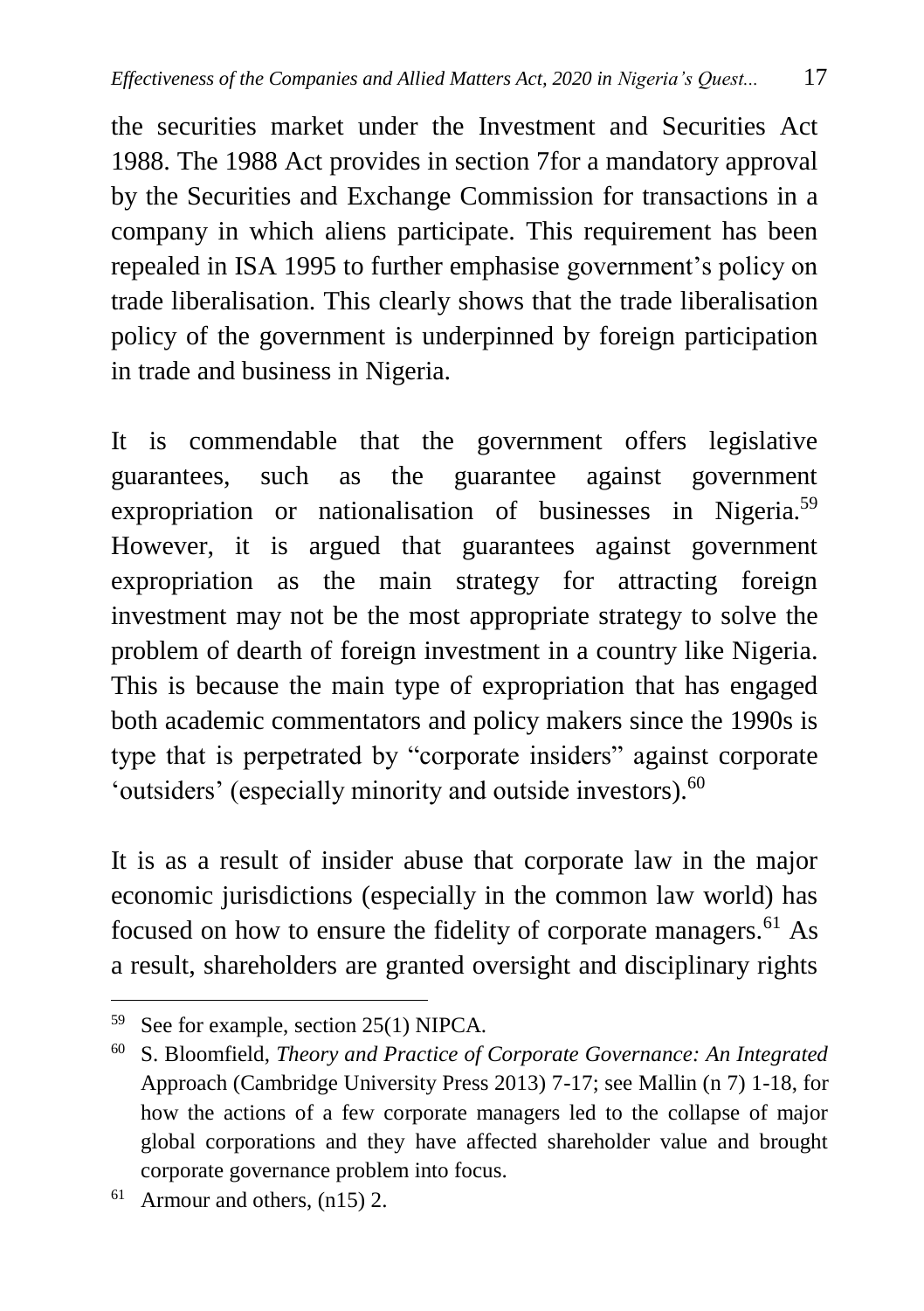the securities market under the Investment and Securities Act 1988. The 1988 Act provides in section 7for a mandatory approval by the Securities and Exchange Commission for transactions in a company in which aliens participate. This requirement has been repealed in ISA 1995 to further emphasise government's policy on trade liberalisation. This clearly shows that the trade liberalisation policy of the government is underpinned by foreign participation in trade and business in Nigeria.

It is commendable that the government offers legislative guarantees, such as the guarantee against government expropriation or nationalisation of businesses in Nigeria.[59] However, it is argued that guarantees against government expropriation as the main strategy for attracting foreign investment may not be the most appropriate strategy to solve the problem of dearth of foreign investment in a country like Nigeria. This is because the main type of expropriation that has engaged both academic commentators and policy makers since the 1990s is type that is perpetrated by "corporate insiders" against corporate 'outsiders' (especially minority and outside investors).[60]

It is as a result of insider abuse that corporate law in the major economic jurisdictions (especially in the common law world) has focused on how to ensure the fidelity of corporate managers.[61] As a result, shareholders are granted oversight and disciplinary rights

---

[59] See for example, section 25(1) NIPCA.

[60] S. Bloomfield, *Theory and Practice of Corporate Governance: An Integrated* Approach (Cambridge University Press 2013) 7-17; see Mallin (n 7) 1-18, for how the actions of a few corporate managers led to the collapse of major global corporations and they have affected shareholder value and brought corporate governance problem into focus.

[61] Armour and others, (n15) 2.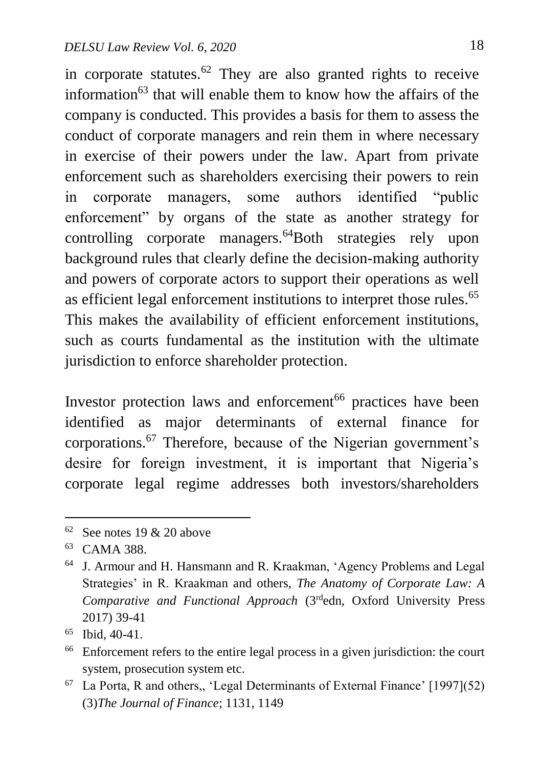in corporate statutes.[62] They are also granted rights to receive information[63] that will enable them to know how the affairs of the company is conducted. This provides a basis for them to assess the conduct of corporate managers and rein them in where necessary in exercise of their powers under the law. Apart from private enforcement such as shareholders exercising their powers to rein in corporate managers, some authors identified "public enforcement" by organs of the state as another strategy for controlling corporate managers.[64]Both strategies rely upon background rules that clearly define the decision-making authority and powers of corporate actors to support their operations as well as efficient legal enforcement institutions to interpret those rules.[65] This makes the availability of efficient enforcement institutions, such as courts fundamental as the institution with the ultimate jurisdiction to enforce shareholder protection.

Investor protection laws and enforcement[66] practices have been identified as major determinants of external finance for corporations.[67] Therefore, because of the Nigerian government's desire for foreign investment, it is important that Nigeria's corporate legal regime addresses both investors/shareholders

---

[62] See notes 19 & 20 above

[63] CAMA 388.

[64] J. Armour and H. Hansmann and R. Kraakman, 'Agency Problems and Legal Strategies' in R. Kraakman and others, *The Anatomy of Corporate Law: A Comparative and Functional Approach* (3rdedn, Oxford University Press 2017) 39-41

[65] Ibid, 40-41.

[66] Enforcement refers to the entire legal process in a given jurisdiction: the court system, prosecution system etc.

[67] La Porta, R and others,, 'Legal Determinants of External Finance' [1997](52)(3)*The Journal of Finance*; 1131, 1149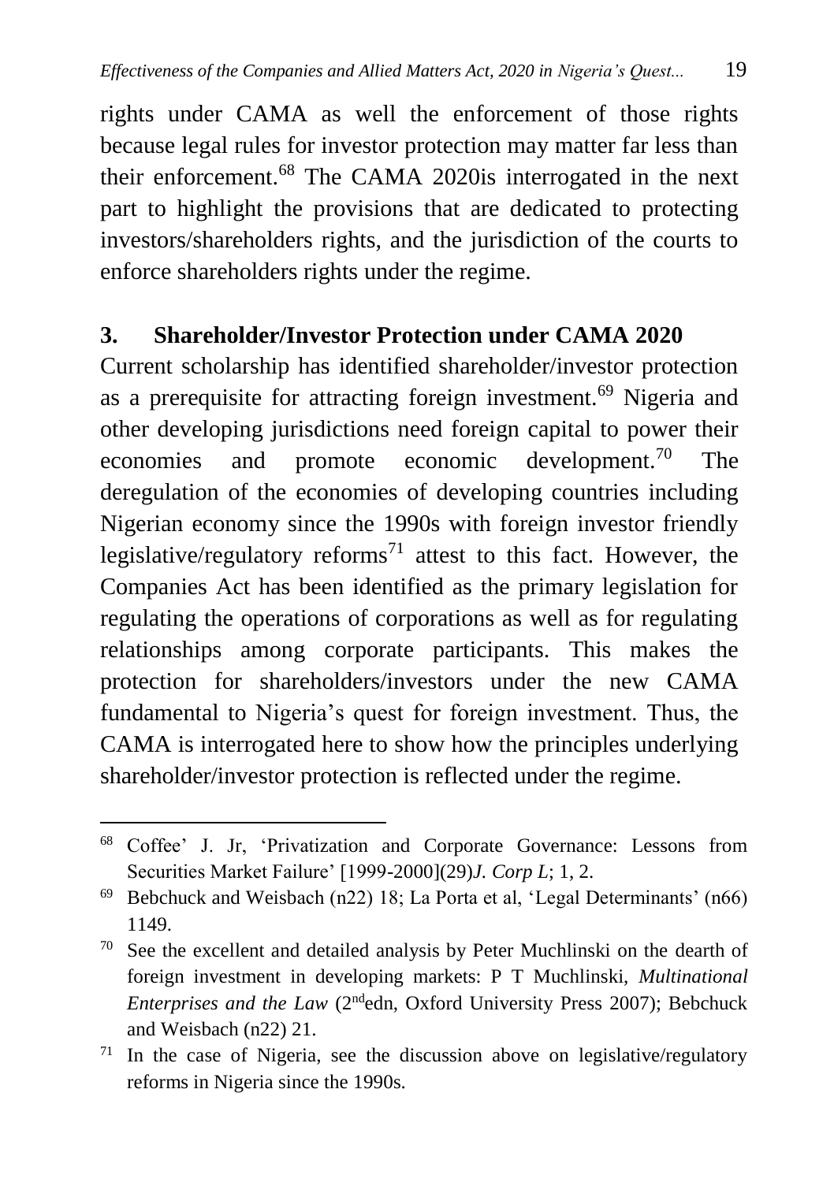rights under CAMA as well the enforcement of those rights because legal rules for investor protection may matter far less than their enforcement.[68] The CAMA 2020is interrogated in the next part to highlight the provisions that are dedicated to protecting investors/shareholders rights, and the jurisdiction of the courts to enforce shareholders rights under the regime.

## 3. Shareholder/Investor Protection under CAMA 2020

Current scholarship has identified shareholder/investor protection as a prerequisite for attracting foreign investment.[69] Nigeria and other developing jurisdictions need foreign capital to power their economies and promote economic development.[70] The deregulation of the economies of developing countries including Nigerian economy since the 1990s with foreign investor friendly legislative/regulatory reforms[71] attest to this fact. However, the Companies Act has been identified as the primary legislation for regulating the operations of corporations as well as for regulating relationships among corporate participants. This makes the protection for shareholders/investors under the new CAMA fundamental to Nigeria's quest for foreign investment. Thus, the CAMA is interrogated here to show how the principles underlying shareholder/investor protection is reflected under the regime.

---

[68] Coffee' J. Jr, 'Privatization and Corporate Governance: Lessons from Securities Market Failure' [1999-2000](29)*J. Corp L*; 1, 2.

[69] Bebchuck and Weisbach (n22) 18; La Porta et al, 'Legal Determinants' (n66) 1149.

[70] See the excellent and detailed analysis by Peter Muchlinski on the dearth of foreign investment in developing markets: P T Muchlinski, *Multinational Enterprises and the Law* (2ndedn, Oxford University Press 2007); Bebchuck and Weisbach (n22) 21.

[71] In the case of Nigeria, see the discussion above on legislative/regulatory reforms in Nigeria since the 1990s.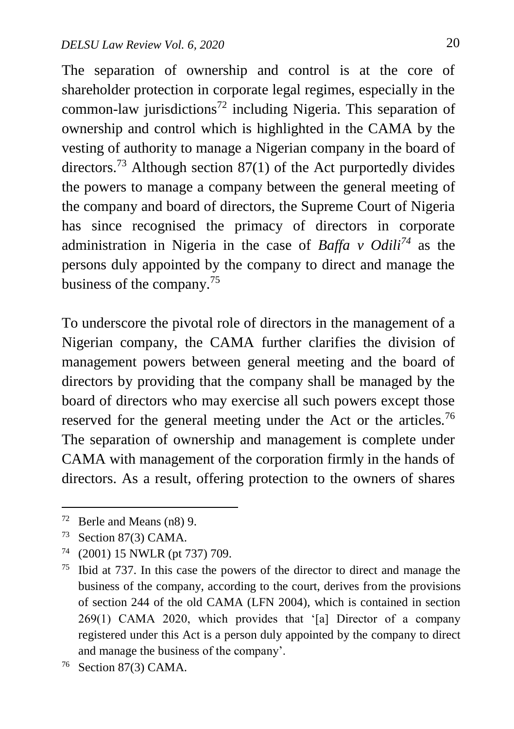The separation of ownership and control is at the core of shareholder protection in corporate legal regimes, especially in the common-law jurisdictions[72] including Nigeria. This separation of ownership and control which is highlighted in the CAMA by the vesting of authority to manage a Nigerian company in the board of directors.[73] Although section 87(1) of the Act purportedly divides the powers to manage a company between the general meeting of the company and board of directors, the Supreme Court of Nigeria has since recognised the primacy of directors in corporate administration in Nigeria in the case of *Baffa v Odili*[74] as the persons duly appointed by the company to direct and manage the business of the company.[75]

To underscore the pivotal role of directors in the management of a Nigerian company, the CAMA further clarifies the division of management powers between general meeting and the board of directors by providing that the company shall be managed by the board of directors who may exercise all such powers except those reserved for the general meeting under the Act or the articles.[76] The separation of ownership and management is complete under CAMA with management of the corporation firmly in the hands of directors. As a result, offering protection to the owners of shares

---

[72] Berle and Means (n8) 9.

[73] Section 87(3) CAMA.

[74] (2001) 15 NWLR (pt 737) 709.

[75] Ibid at 737. In this case the powers of the director to direct and manage the business of the company, according to the court, derives from the provisions of section 244 of the old CAMA (LFN 2004), which is contained in section 269(1) CAMA 2020, which provides that '[a] Director of a company registered under this Act is a person duly appointed by the company to direct and manage the business of the company'.

[76] Section 87(3) CAMA.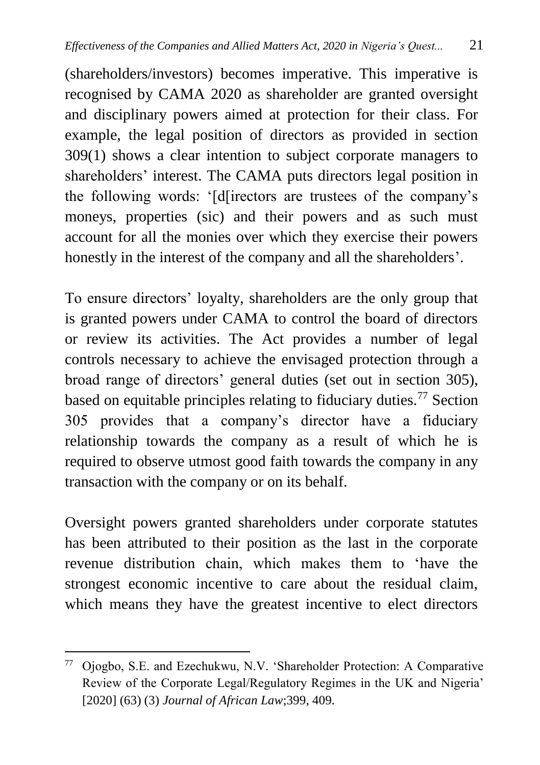(shareholders/investors) becomes imperative. This imperative is recognised by CAMA 2020 as shareholder are granted oversight and disciplinary powers aimed at protection for their class. For example, the legal position of directors as provided in section 309(1) shows a clear intention to subject corporate managers to shareholders' interest. The CAMA puts directors legal position in the following words: '[d[irectors are trustees of the company's moneys, properties (sic) and their powers and as such must account for all the monies over which they exercise their powers honestly in the interest of the company and all the shareholders'.

To ensure directors' loyalty, shareholders are the only group that is granted powers under CAMA to control the board of directors or review its activities. The Act provides a number of legal controls necessary to achieve the envisaged protection through a broad range of directors' general duties (set out in section 305), based on equitable principles relating to fiduciary duties.[77] Section 305 provides that a company's director have a fiduciary relationship towards the company as a result of which he is required to observe utmost good faith towards the company in any transaction with the company or on its behalf.

Oversight powers granted shareholders under corporate statutes has been attributed to their position as the last in the corporate revenue distribution chain, which makes them to 'have the strongest economic incentive to care about the residual claim, which means they have the greatest incentive to elect directors

---

[77] Ojogbo, S.E. and Ezechukwu, N.V. 'Shareholder Protection: A Comparative Review of the Corporate Legal/Regulatory Regimes in the UK and Nigeria' [2020] (63) (3) *Journal of African Law*;399, 409.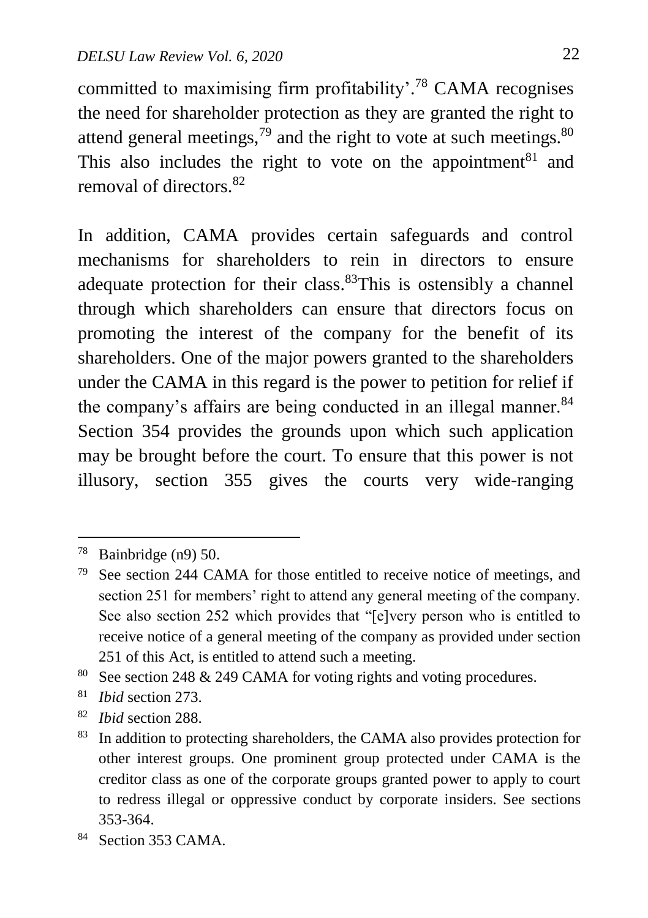committed to maximising firm profitability'.[78] CAMA recognises the need for shareholder protection as they are granted the right to attend general meetings,[79] and the right to vote at such meetings.[80] This also includes the right to vote on the appointment[81] and removal of directors.[82]

In addition, CAMA provides certain safeguards and control mechanisms for shareholders to rein in directors to ensure adequate protection for their class.[83]This is ostensibly a channel through which shareholders can ensure that directors focus on promoting the interest of the company for the benefit of its shareholders. One of the major powers granted to the shareholders under the CAMA in this regard is the power to petition for relief if the company's affairs are being conducted in an illegal manner.[84] Section 354 provides the grounds upon which such application may be brought before the court. To ensure that this power is not illusory, section 355 gives the courts very wide-ranging

---

[78] Bainbridge (n9) 50.

[79] See section 244 CAMA for those entitled to receive notice of meetings, and section 251 for members' right to attend any general meeting of the company. See also section 252 which provides that "[e]very person who is entitled to receive notice of a general meeting of the company as provided under section 251 of this Act, is entitled to attend such a meeting.

[80] See section 248 & 249 CAMA for voting rights and voting procedures.

[81] *Ibid* section 273.

[82] *Ibid* section 288.

[83] In addition to protecting shareholders, the CAMA also provides protection for other interest groups. One prominent group protected under CAMA is the creditor class as one of the corporate groups granted power to apply to court to redress illegal or oppressive conduct by corporate insiders. See sections 353-364.

[84] Section 353 CAMA.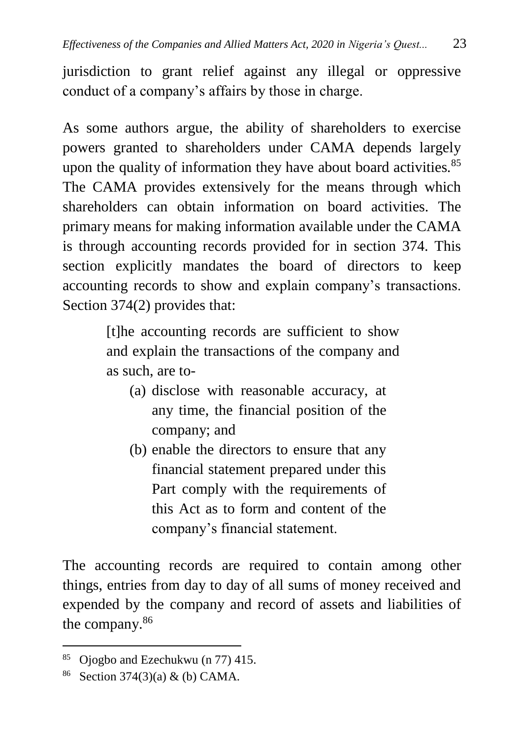jurisdiction to grant relief against any illegal or oppressive conduct of a company's affairs by those in charge.

As some authors argue, the ability of shareholders to exercise powers granted to shareholders under CAMA depends largely upon the quality of information they have about board activities.[85] The CAMA provides extensively for the means through which shareholders can obtain information on board activities. The primary means for making information available under the CAMA is through accounting records provided for in section 374. This section explicitly mandates the board of directors to keep accounting records to show and explain company's transactions. Section 374(2) provides that:

> [t]he accounting records are sufficient to show and explain the transactions of the company and as such, are to-
>
> (a) disclose with reasonable accuracy, at any time, the financial position of the company; and
>
> (b) enable the directors to ensure that any financial statement prepared under this Part comply with the requirements of this Act as to form and content of the company's financial statement.

The accounting records are required to contain among other things, entries from day to day of all sums of money received and expended by the company and record of assets and liabilities of the company.[86]

---

[85] Ojogbo and Ezechukwu (n 77) 415.

[86] Section 374(3)(a) & (b) CAMA.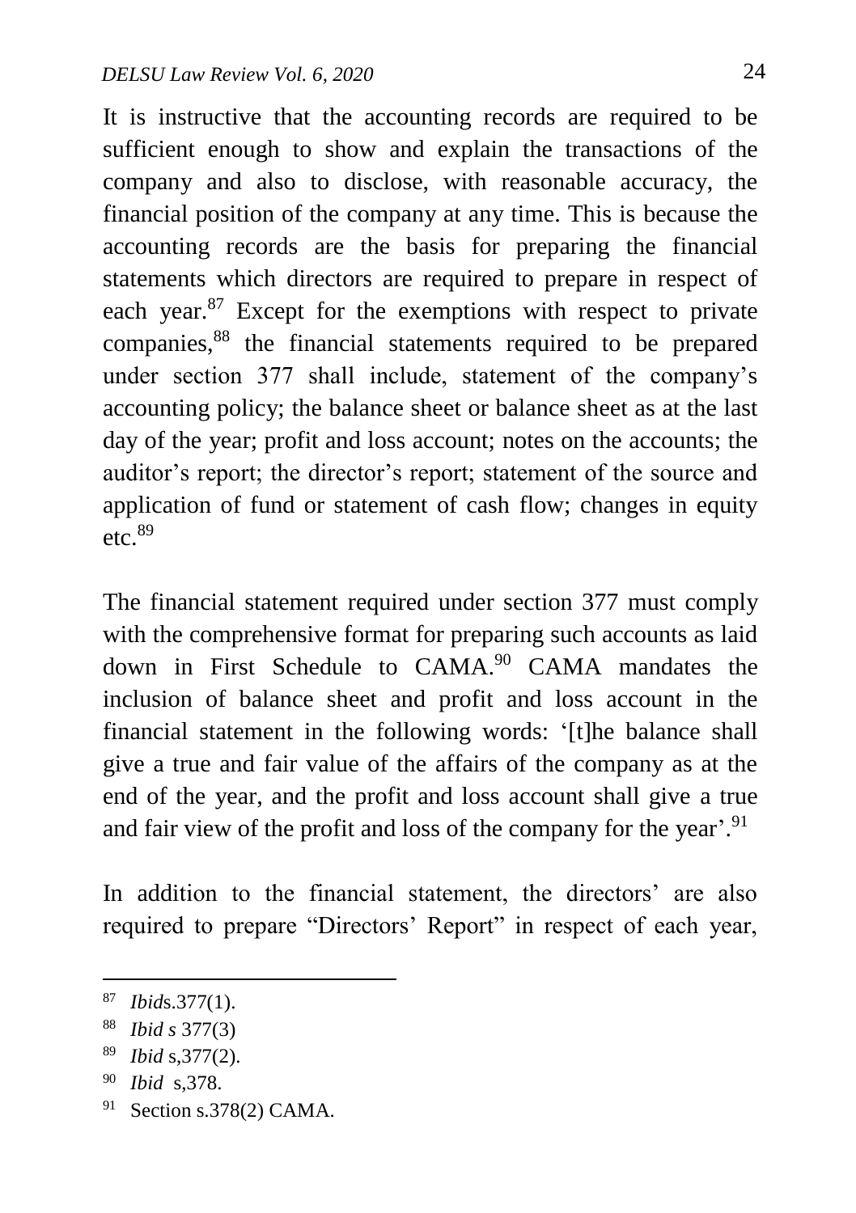It is instructive that the accounting records are required to be sufficient enough to show and explain the transactions of the company and also to disclose, with reasonable accuracy, the financial position of the company at any time. This is because the accounting records are the basis for preparing the financial statements which directors are required to prepare in respect of each year.[87] Except for the exemptions with respect to private companies,[88] the financial statements required to be prepared under section 377 shall include, statement of the company's accounting policy; the balance sheet or balance sheet as at the last day of the year; profit and loss account; notes on the accounts; the auditor's report; the director's report; statement of the source and application of fund or statement of cash flow; changes in equity etc.[89]

The financial statement required under section 377 must comply with the comprehensive format for preparing such accounts as laid down in First Schedule to CAMA.[90] CAMA mandates the inclusion of balance sheet and profit and loss account in the financial statement in the following words: '[t]he balance shall give a true and fair value of the affairs of the company as at the end of the year, and the profit and loss account shall give a true and fair view of the profit and loss of the company for the year'.[91]

In addition to the financial statement, the directors' are also required to prepare "Directors' Report" in respect of each year,

---

[87] *Ibid*s.377(1).

[88] *Ibid s* 377(3)

[89] *Ibid* s,377(2).

[90] *Ibid* s,378.

[91] Section s.378(2) CAMA.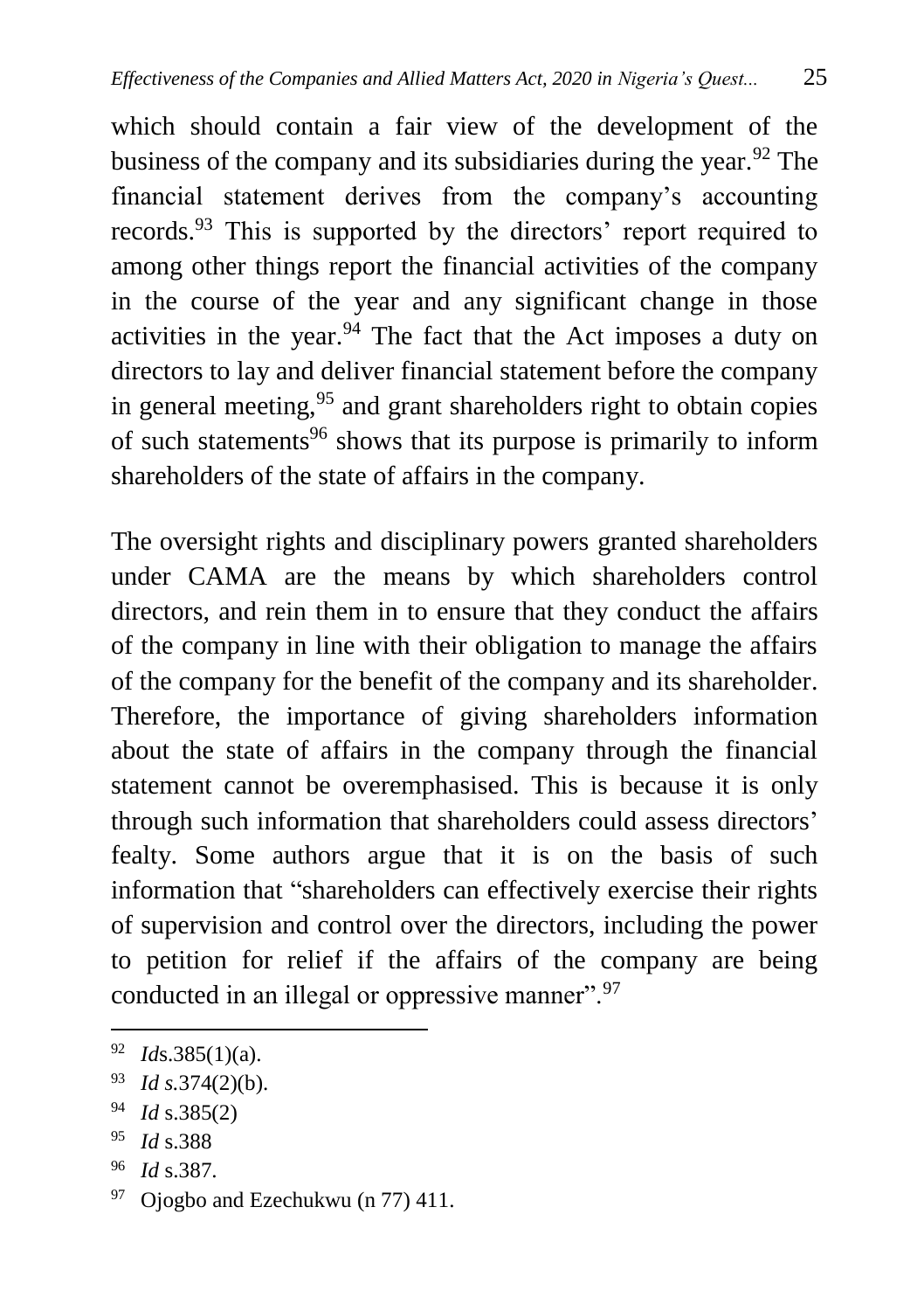which should contain a fair view of the development of the business of the company and its subsidiaries during the year.[92] The financial statement derives from the company's accounting records.[93] This is supported by the directors' report required to among other things report the financial activities of the company in the course of the year and any significant change in those activities in the year.[94] The fact that the Act imposes a duty on directors to lay and deliver financial statement before the company in general meeting,[95] and grant shareholders right to obtain copies of such statements[96] shows that its purpose is primarily to inform shareholders of the state of affairs in the company.

The oversight rights and disciplinary powers granted shareholders under CAMA are the means by which shareholders control directors, and rein them in to ensure that they conduct the affairs of the company in line with their obligation to manage the affairs of the company for the benefit of the company and its shareholder. Therefore, the importance of giving shareholders information about the state of affairs in the company through the financial statement cannot be overemphasised. This is because it is only through such information that shareholders could assess directors' fealty. Some authors argue that it is on the basis of such information that "shareholders can effectively exercise their rights of supervision and control over the directors, including the power to petition for relief if the affairs of the company are being conducted in an illegal or oppressive manner".[97]

---

[92] *Id*s.385(1)(a).

[93] *Id s*.374(2)(b).

[94] *Id* s.385(2)

[95] *Id* s.388

[96] *Id* s.387.

[97] Ojogbo and Ezechukwu (n 77) 411.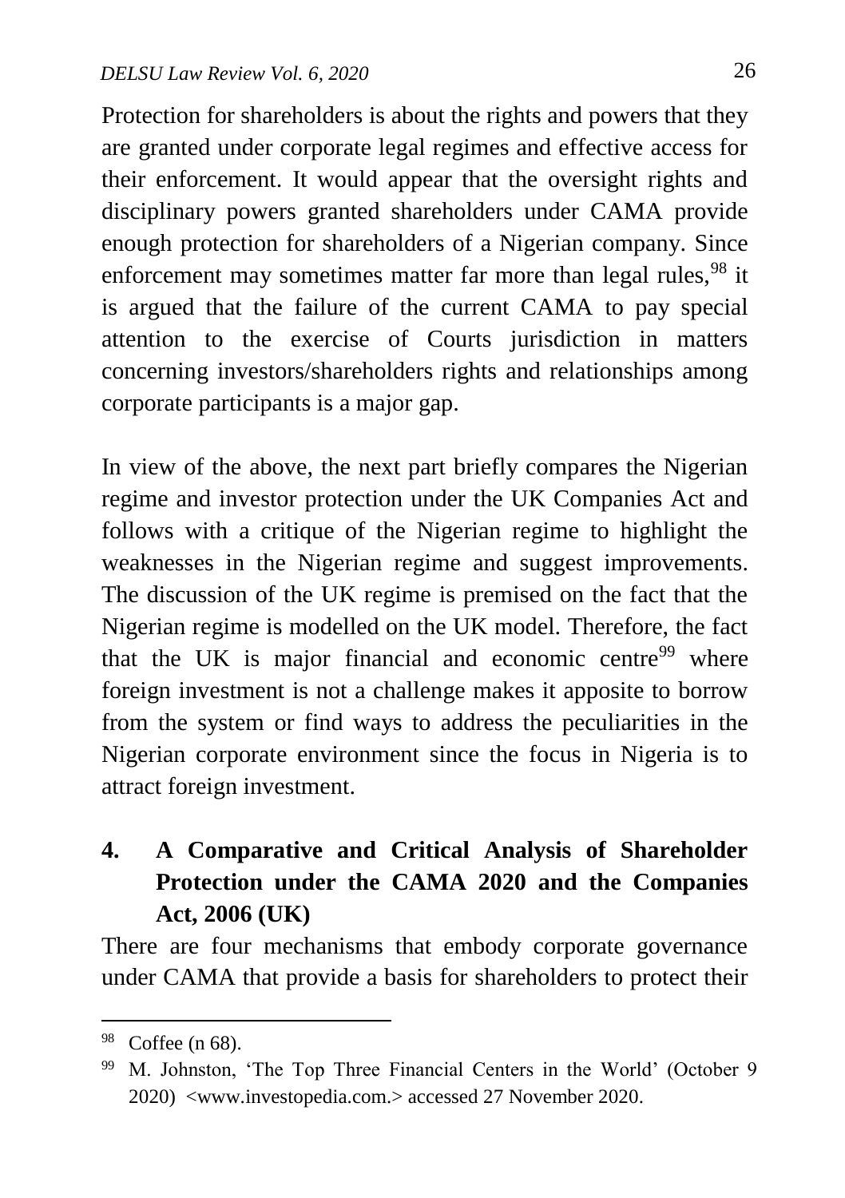Protection for shareholders is about the rights and powers that they are granted under corporate legal regimes and effective access for their enforcement. It would appear that the oversight rights and disciplinary powers granted shareholders under CAMA provide enough protection for shareholders of a Nigerian company. Since enforcement may sometimes matter far more than legal rules,[98] it is argued that the failure of the current CAMA to pay special attention to the exercise of Courts jurisdiction in matters concerning investors/shareholders rights and relationships among corporate participants is a major gap.

In view of the above, the next part briefly compares the Nigerian regime and investor protection under the UK Companies Act and follows with a critique of the Nigerian regime to highlight the weaknesses in the Nigerian regime and suggest improvements. The discussion of the UK regime is premised on the fact that the Nigerian regime is modelled on the UK model. Therefore, the fact that the UK is major financial and economic centre[99] where foreign investment is not a challenge makes it apposite to borrow from the system or find ways to address the peculiarities in the Nigerian corporate environment since the focus in Nigeria is to attract foreign investment.

## 4. A Comparative and Critical Analysis of Shareholder Protection under the CAMA 2020 and the Companies Act, 2006 (UK)

There are four mechanisms that embody corporate governance under CAMA that provide a basis for shareholders to protect their

---

[98] Coffee (n 68).

[99] M. Johnston, 'The Top Three Financial Centers in the World' (October 9 2020) <www.investopedia.com.> accessed 27 November 2020.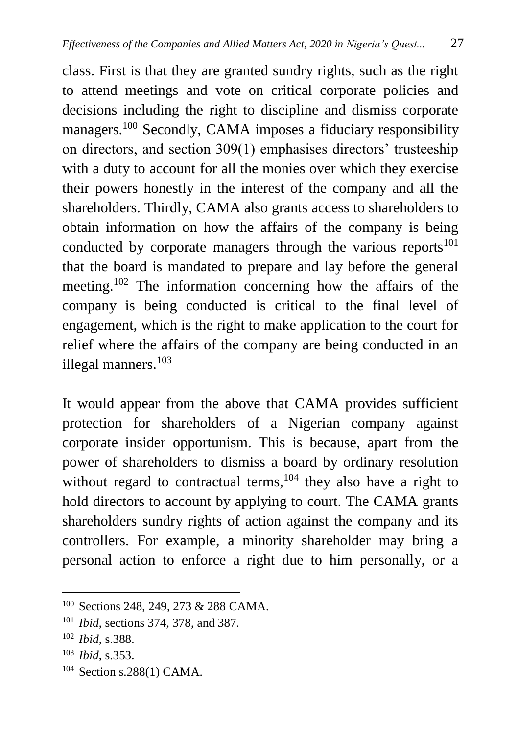class. First is that they are granted sundry rights, such as the right to attend meetings and vote on critical corporate policies and decisions including the right to discipline and dismiss corporate managers.[100] Secondly, CAMA imposes a fiduciary responsibility on directors, and section 309(1) emphasises directors' trusteeship with a duty to account for all the monies over which they exercise their powers honestly in the interest of the company and all the shareholders. Thirdly, CAMA also grants access to shareholders to obtain information on how the affairs of the company is being conducted by corporate managers through the various reports[101] that the board is mandated to prepare and lay before the general meeting.[102] The information concerning how the affairs of the company is being conducted is critical to the final level of engagement, which is the right to make application to the court for relief where the affairs of the company are being conducted in an illegal manners.[103]

It would appear from the above that CAMA provides sufficient protection for shareholders of a Nigerian company against corporate insider opportunism. This is because, apart from the power of shareholders to dismiss a board by ordinary resolution without regard to contractual terms,[104] they also have a right to hold directors to account by applying to court. The CAMA grants shareholders sundry rights of action against the company and its controllers. For example, a minority shareholder may bring a personal action to enforce a right due to him personally, or a

---

[100] Sections 248, 249, 273 & 288 CAMA.

[101] *Ibid*, sections 374, 378, and 387.

[102] *Ibid*, s.388.

[103] *Ibid*, s.353.

[104] Section s.288(1) CAMA.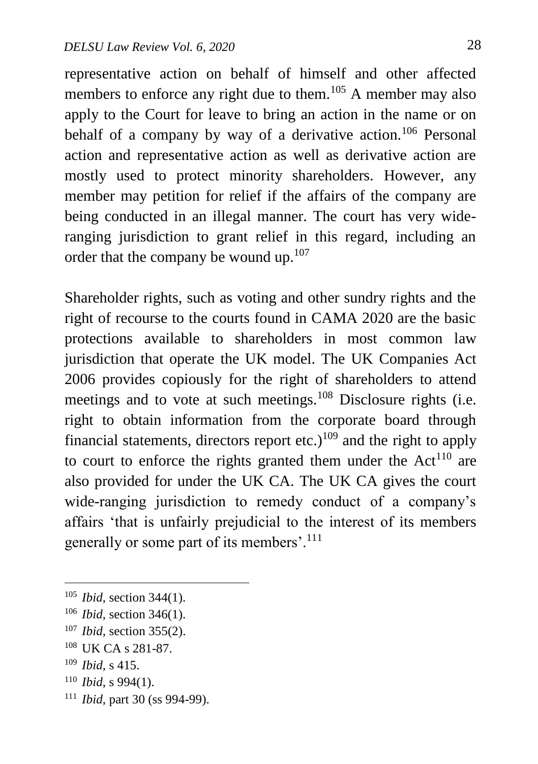representative action on behalf of himself and other affected members to enforce any right due to them.[105] A member may also apply to the Court for leave to bring an action in the name or on behalf of a company by way of a derivative action.[106] Personal action and representative action as well as derivative action are mostly used to protect minority shareholders. However, any member may petition for relief if the affairs of the company are being conducted in an illegal manner. The court has very wide-ranging jurisdiction to grant relief in this regard, including an order that the company be wound up.[107]

Shareholder rights, such as voting and other sundry rights and the right of recourse to the courts found in CAMA 2020 are the basic protections available to shareholders in most common law jurisdiction that operate the UK model. The UK Companies Act 2006 provides copiously for the right of shareholders to attend meetings and to vote at such meetings.[108] Disclosure rights (i.e. right to obtain information from the corporate board through financial statements, directors report etc.)[109] and the right to apply to court to enforce the rights granted them under the Act[110] are also provided for under the UK CA. The UK CA gives the court wide-ranging jurisdiction to remedy conduct of a company's affairs 'that is unfairly prejudicial to the interest of its members generally or some part of its members'.[111]

---

[105] *Ibid*, section 344(1).

[106] *Ibid*, section 346(1).

[107] *Ibid*, section 355(2).

[108] UK CA s 281-87.

[109] *Ibid*, s 415.

[110] *Ibid*, s 994(1).

[111] *Ibid*, part 30 (ss 994-99).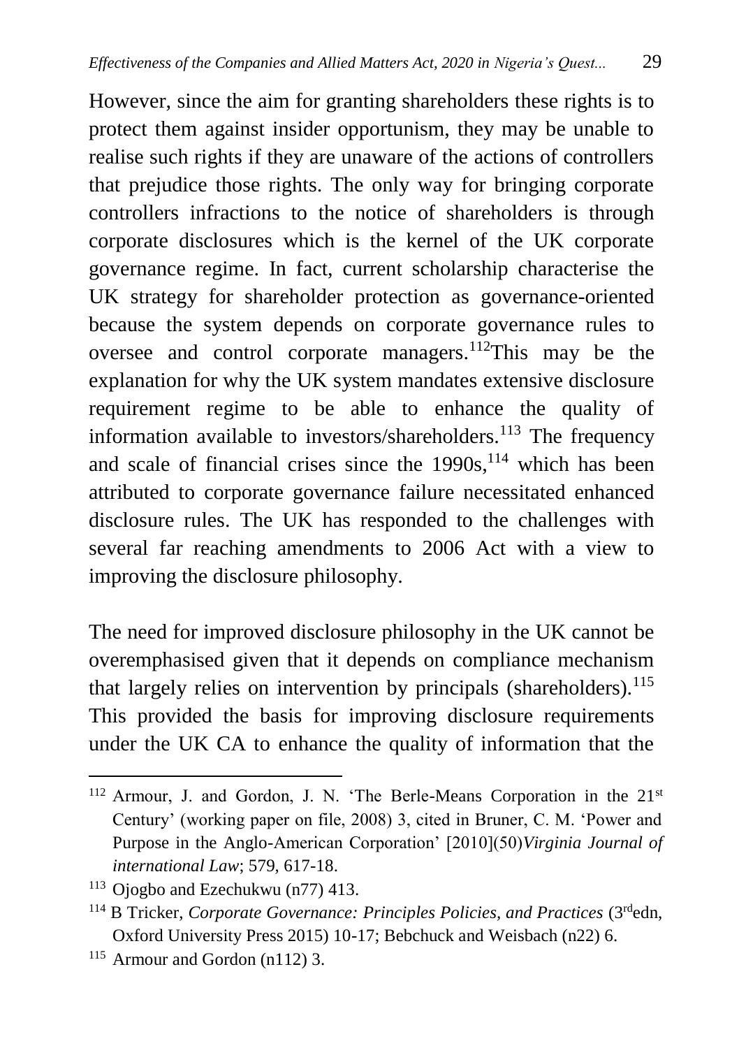However, since the aim for granting shareholders these rights is to protect them against insider opportunism, they may be unable to realise such rights if they are unaware of the actions of controllers that prejudice those rights. The only way for bringing corporate controllers infractions to the notice of shareholders is through corporate disclosures which is the kernel of the UK corporate governance regime. In fact, current scholarship characterise the UK strategy for shareholder protection as governance-oriented because the system depends on corporate governance rules to oversee and control corporate managers.[112]This may be the explanation for why the UK system mandates extensive disclosure requirement regime to be able to enhance the quality of information available to investors/shareholders.[113] The frequency and scale of financial crises since the 1990s,[114] which has been attributed to corporate governance failure necessitated enhanced disclosure rules. The UK has responded to the challenges with several far reaching amendments to 2006 Act with a view to improving the disclosure philosophy.

The need for improved disclosure philosophy in the UK cannot be overemphasised given that it depends on compliance mechanism that largely relies on intervention by principals (shareholders).[115] This provided the basis for improving disclosure requirements under the UK CA to enhance the quality of information that the

---

[112] Armour, J. and Gordon, J. N. 'The Berle-Means Corporation in the 21st Century' (working paper on file, 2008) 3, cited in Bruner, C. M. 'Power and Purpose in the Anglo-American Corporation' [2010](50)*Virginia Journal of international Law*; 579, 617-18.

[113] Ojogbo and Ezechukwu (n77) 413.

[114] B Tricker, *Corporate Governance: Principles Policies, and Practices* (3rdedn, Oxford University Press 2015) 10-17; Bebchuck and Weisbach (n22) 6.

[115] Armour and Gordon (n112) 3.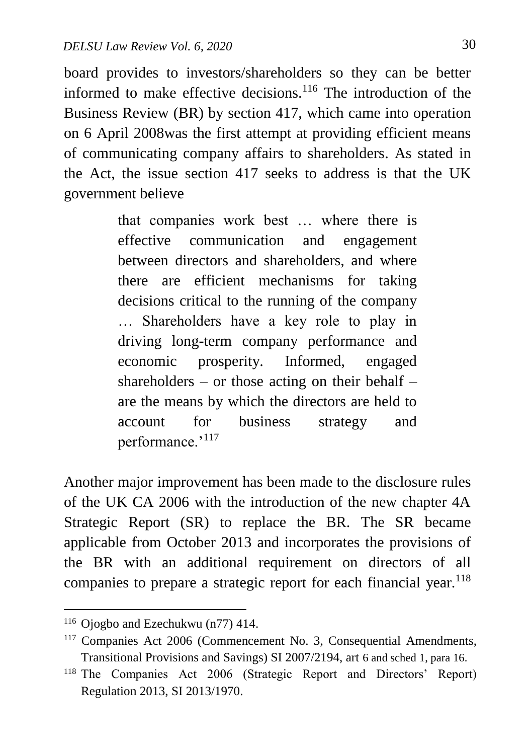board provides to investors/shareholders so they can be better informed to make effective decisions.[116] The introduction of the Business Review (BR) by section 417, which came into operation on 6 April 2008was the first attempt at providing efficient means of communicating company affairs to shareholders. As stated in the Act, the issue section 417 seeks to address is that the UK government believe

> that companies work best … where there is effective communication and engagement between directors and shareholders, and where there are efficient mechanisms for taking decisions critical to the running of the company … Shareholders have a key role to play in driving long-term company performance and economic prosperity. Informed, engaged shareholders – or those acting on their behalf – are the means by which the directors are held to account for business strategy and performance.'[117]

Another major improvement has been made to the disclosure rules of the UK CA 2006 with the introduction of the new chapter 4A Strategic Report (SR) to replace the BR. The SR became applicable from October 2013 and incorporates the provisions of the BR with an additional requirement on directors of all companies to prepare a strategic report for each financial year.[118]

---

[116] Ojogbo and Ezechukwu (n77) 414.

[117] Companies Act 2006 (Commencement No. 3, Consequential Amendments, Transitional Provisions and Savings) SI 2007/2194, art 6 and sched 1, para 16.

[118] The Companies Act 2006 (Strategic Report and Directors' Report) Regulation 2013, SI 2013/1970.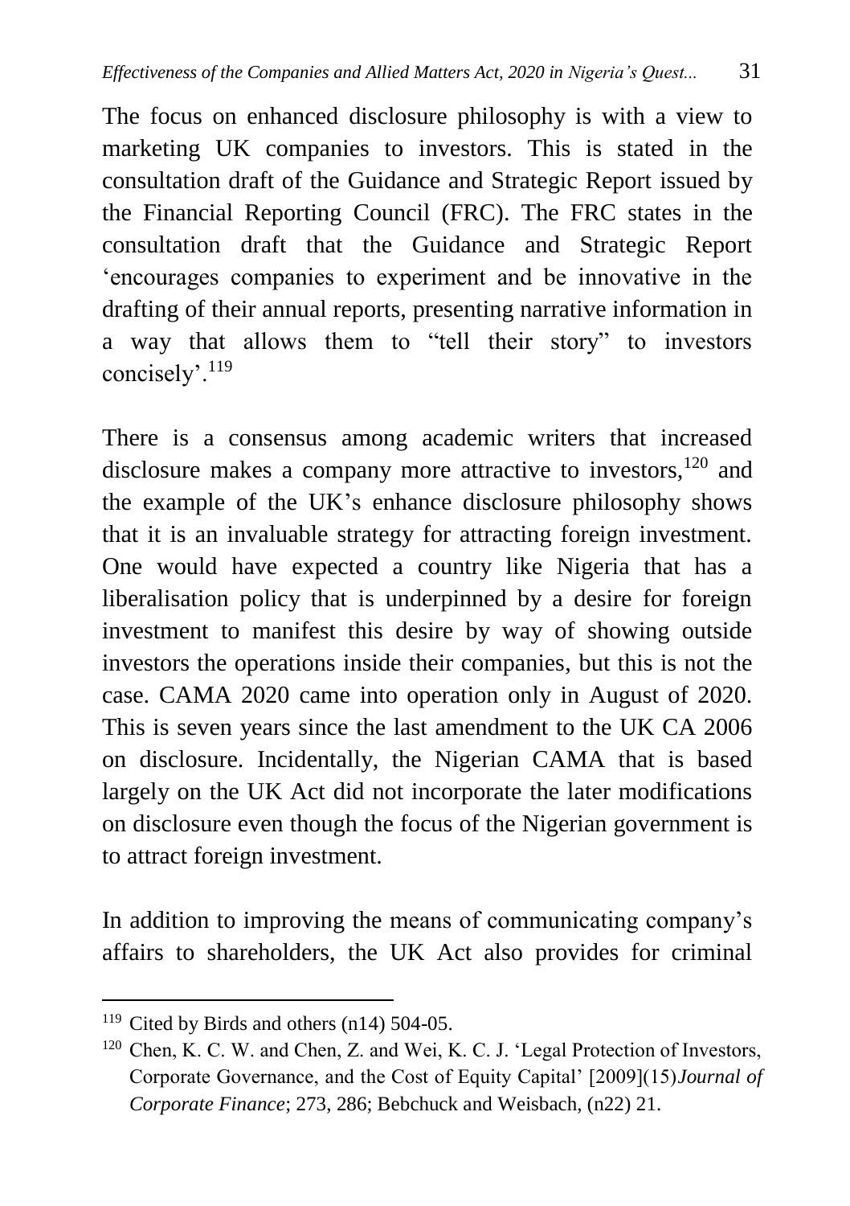The focus on enhanced disclosure philosophy is with a view to marketing UK companies to investors. This is stated in the consultation draft of the Guidance and Strategic Report issued by the Financial Reporting Council (FRC). The FRC states in the consultation draft that the Guidance and Strategic Report 'encourages companies to experiment and be innovative in the drafting of their annual reports, presenting narrative information in a way that allows them to "tell their story" to investors concisely'.[119]

There is a consensus among academic writers that increased disclosure makes a company more attractive to investors,[120] and the example of the UK's enhance disclosure philosophy shows that it is an invaluable strategy for attracting foreign investment. One would have expected a country like Nigeria that has a liberalisation policy that is underpinned by a desire for foreign investment to manifest this desire by way of showing outside investors the operations inside their companies, but this is not the case. CAMA 2020 came into operation only in August of 2020. This is seven years since the last amendment to the UK CA 2006 on disclosure. Incidentally, the Nigerian CAMA that is based largely on the UK Act did not incorporate the later modifications on disclosure even though the focus of the Nigerian government is to attract foreign investment.

In addition to improving the means of communicating company's affairs to shareholders, the UK Act also provides for criminal

---

[119] Cited by Birds and others (n14) 504-05.

[120] Chen, K. C. W. and Chen, Z. and Wei, K. C. J. 'Legal Protection of Investors, Corporate Governance, and the Cost of Equity Capital' [2009](15)*Journal of Corporate Finance*; 273, 286; Bebchuck and Weisbach, (n22) 21.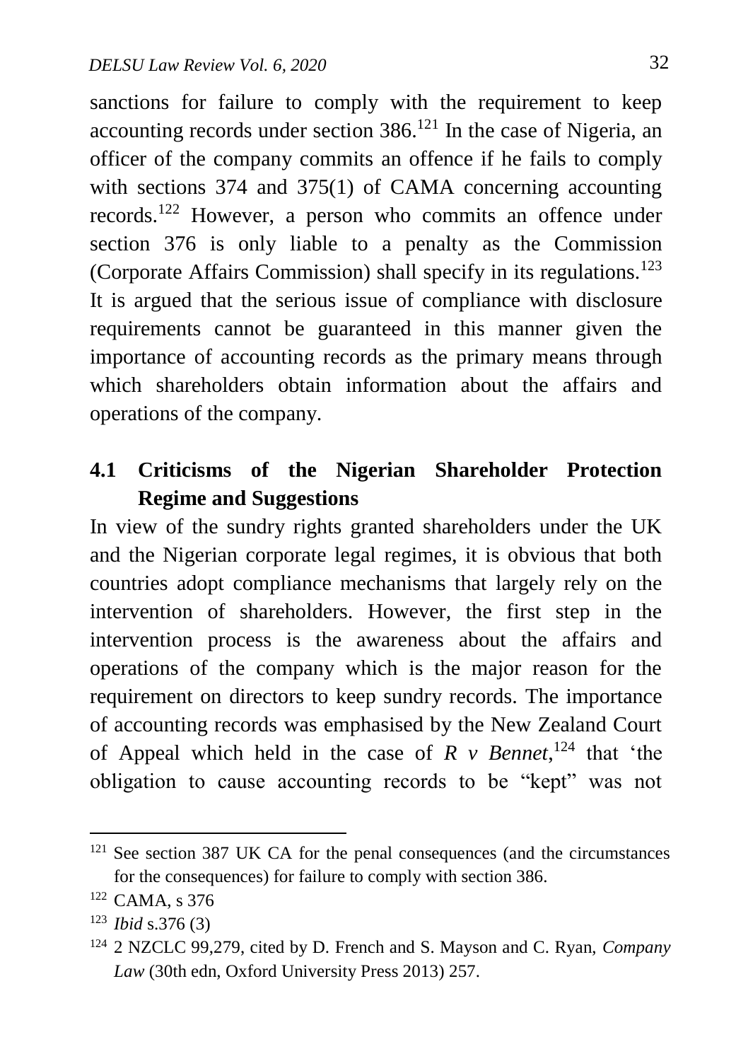sanctions for failure to comply with the requirement to keep accounting records under section 386.[121] In the case of Nigeria, an officer of the company commits an offence if he fails to comply with sections 374 and 375(1) of CAMA concerning accounting records.[122] However, a person who commits an offence under section 376 is only liable to a penalty as the Commission (Corporate Affairs Commission) shall specify in its regulations.[123] It is argued that the serious issue of compliance with disclosure requirements cannot be guaranteed in this manner given the importance of accounting records as the primary means through which shareholders obtain information about the affairs and operations of the company.

## 4.1 Criticisms of the Nigerian Shareholder Protection Regime and Suggestions

In view of the sundry rights granted shareholders under the UK and the Nigerian corporate legal regimes, it is obvious that both countries adopt compliance mechanisms that largely rely on the intervention of shareholders. However, the first step in the intervention process is the awareness about the affairs and operations of the company which is the major reason for the requirement on directors to keep sundry records. The importance of accounting records was emphasised by the New Zealand Court of Appeal which held in the case of *R v Bennet*,[124] that 'the obligation to cause accounting records to be "kept" was not

---

[121] See section 387 UK CA for the penal consequences (and the circumstances for the consequences) for failure to comply with section 386.

[122] CAMA, s 376

[123] *Ibid* s.376 (3)

[124] 2 NZCLC 99,279, cited by D. French and S. Mayson and C. Ryan, *Company Law* (30th edn, Oxford University Press 2013) 257.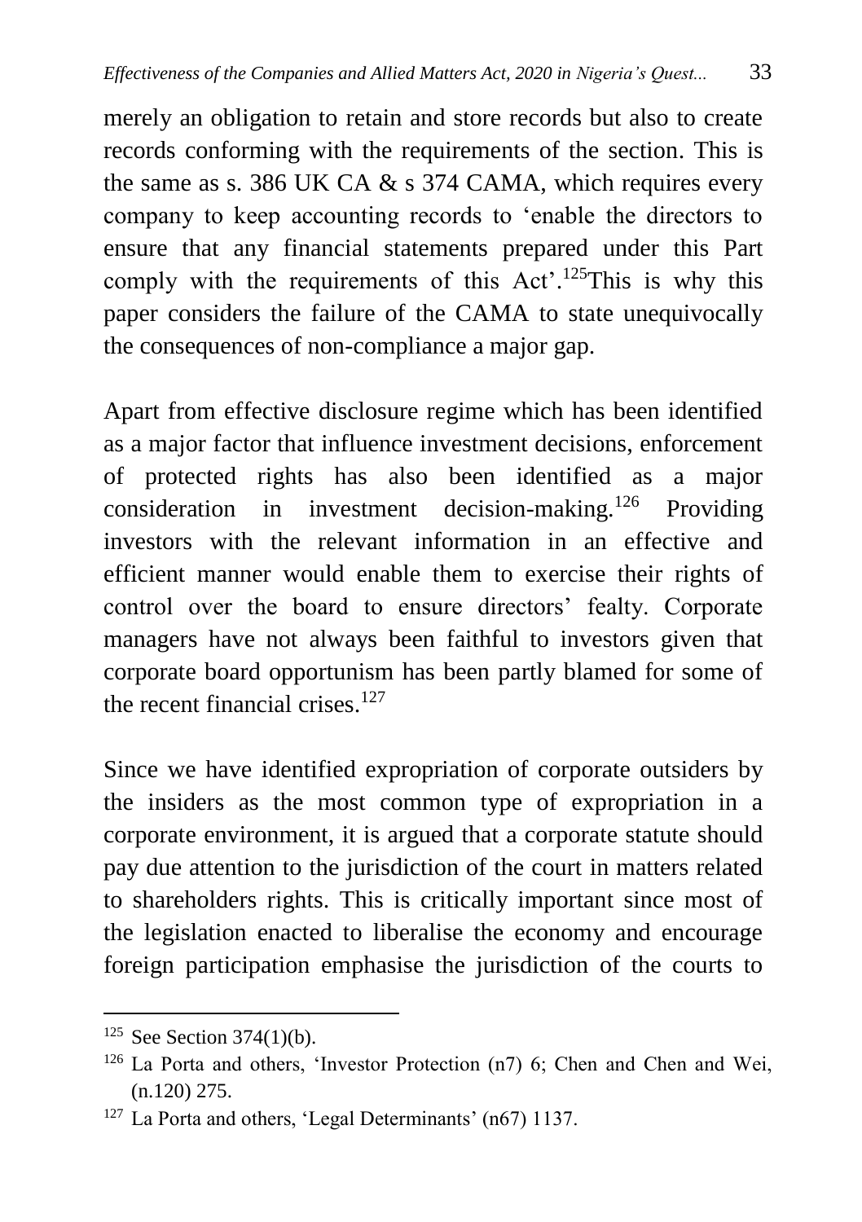merely an obligation to retain and store records but also to create records conforming with the requirements of the section. This is the same as s. 386 UK CA & s 374 CAMA, which requires every company to keep accounting records to 'enable the directors to ensure that any financial statements prepared under this Part comply with the requirements of this Act'.[125]This is why this paper considers the failure of the CAMA to state unequivocally the consequences of non-compliance a major gap.

Apart from effective disclosure regime which has been identified as a major factor that influence investment decisions, enforcement of protected rights has also been identified as a major consideration in investment decision-making.[126] Providing investors with the relevant information in an effective and efficient manner would enable them to exercise their rights of control over the board to ensure directors' fealty. Corporate managers have not always been faithful to investors given that corporate board opportunism has been partly blamed for some of the recent financial crises.[127]

Since we have identified expropriation of corporate outsiders by the insiders as the most common type of expropriation in a corporate environment, it is argued that a corporate statute should pay due attention to the jurisdiction of the court in matters related to shareholders rights. This is critically important since most of the legislation enacted to liberalise the economy and encourage foreign participation emphasise the jurisdiction of the courts to

---

[125] See Section 374(1)(b).

[126] La Porta and others, 'Investor Protection (n7) 6; Chen and Chen and Wei, (n.120) 275.

[127] La Porta and others, 'Legal Determinants' (n67) 1137.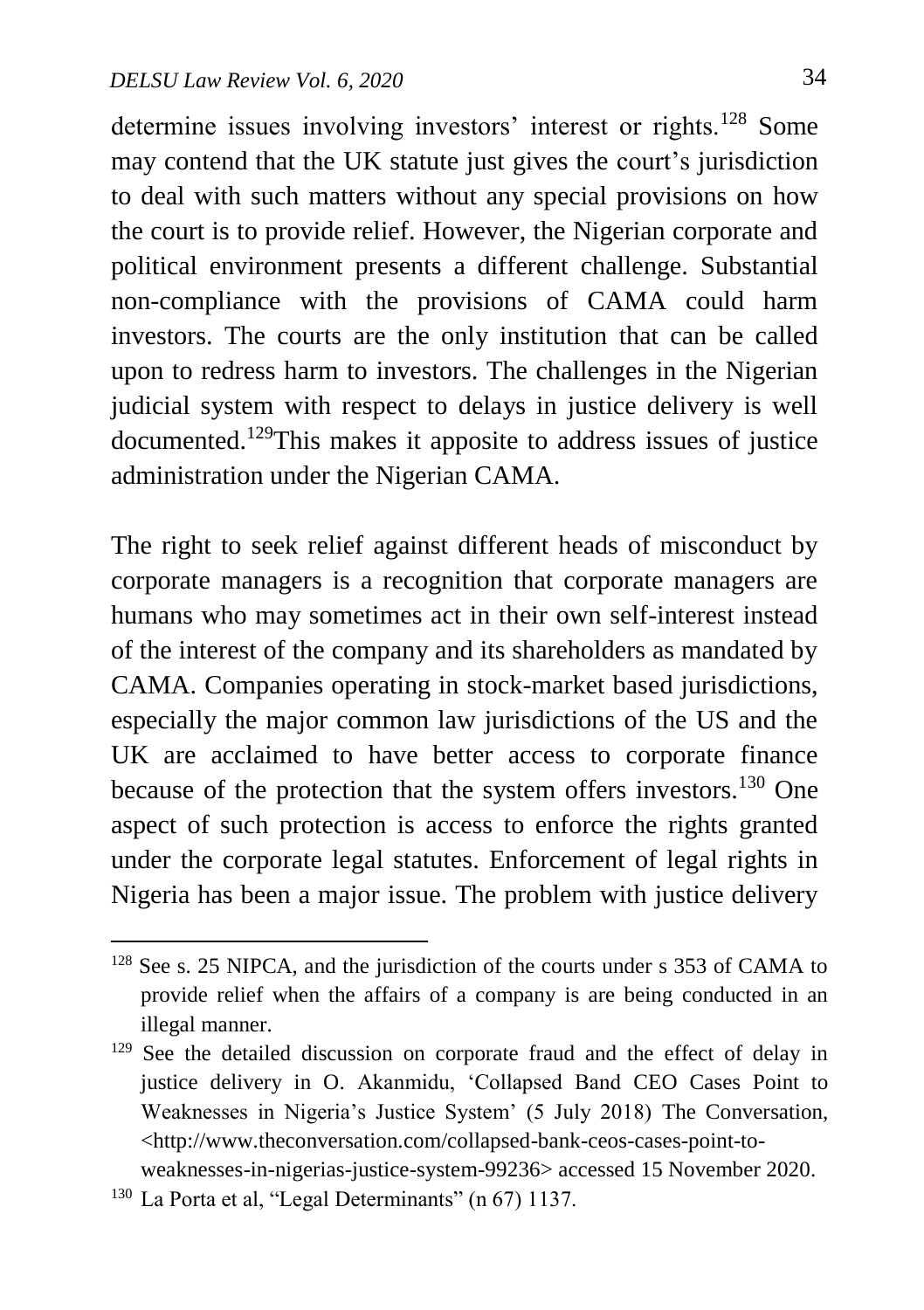determine issues involving investors' interest or rights.[128] Some may contend that the UK statute just gives the court's jurisdiction to deal with such matters without any special provisions on how the court is to provide relief. However, the Nigerian corporate and political environment presents a different challenge. Substantial non-compliance with the provisions of CAMA could harm investors. The courts are the only institution that can be called upon to redress harm to investors. The challenges in the Nigerian judicial system with respect to delays in justice delivery is well documented.[129]This makes it apposite to address issues of justice administration under the Nigerian CAMA.

The right to seek relief against different heads of misconduct by corporate managers is a recognition that corporate managers are humans who may sometimes act in their own self-interest instead of the interest of the company and its shareholders as mandated by CAMA. Companies operating in stock-market based jurisdictions, especially the major common law jurisdictions of the US and the UK are acclaimed to have better access to corporate finance because of the protection that the system offers investors.[130] One aspect of such protection is access to enforce the rights granted under the corporate legal statutes. Enforcement of legal rights in Nigeria has been a major issue. The problem with justice delivery

---

[128] See s. 25 NIPCA, and the jurisdiction of the courts under s 353 of CAMA to provide relief when the affairs of a company is are being conducted in an illegal manner.

[129] See the detailed discussion on corporate fraud and the effect of delay in justice delivery in O. Akanmidu, 'Collapsed Band CEO Cases Point to Weaknesses in Nigeria's Justice System' (5 July 2018) The Conversation, <http://www.theconversation.com/collapsed-bank-ceos-cases-point-to-weaknesses-in-nigerias-justice-system-99236> accessed 15 November 2020.

[130] La Porta et al, "Legal Determinants" (n 67) 1137.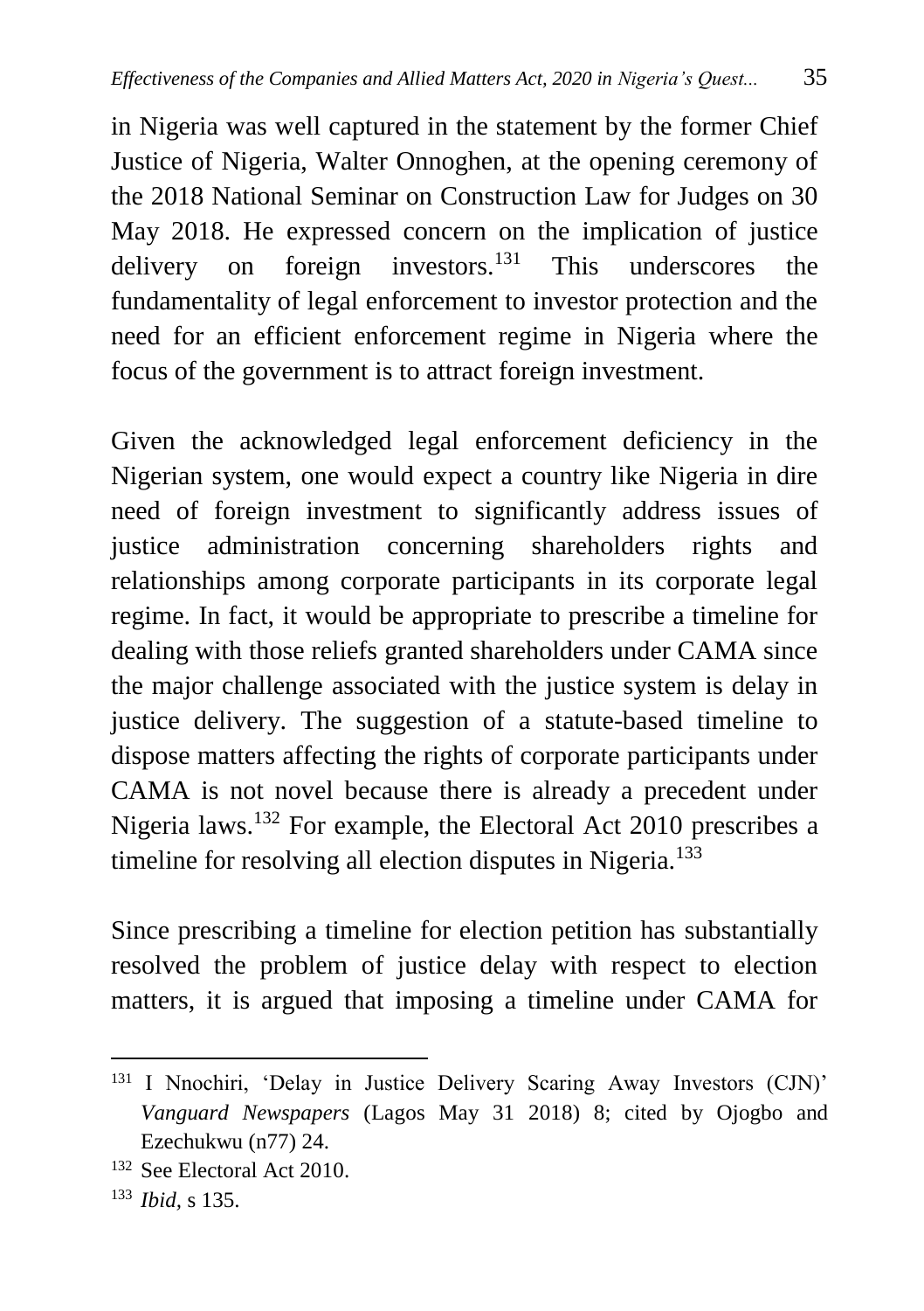in Nigeria was well captured in the statement by the former Chief Justice of Nigeria, Walter Onnoghen, at the opening ceremony of the 2018 National Seminar on Construction Law for Judges on 30 May 2018. He expressed concern on the implication of justice delivery on foreign investors.[131] This underscores the fundamentality of legal enforcement to investor protection and the need for an efficient enforcement regime in Nigeria where the focus of the government is to attract foreign investment.

Given the acknowledged legal enforcement deficiency in the Nigerian system, one would expect a country like Nigeria in dire need of foreign investment to significantly address issues of justice administration concerning shareholders rights and relationships among corporate participants in its corporate legal regime. In fact, it would be appropriate to prescribe a timeline for dealing with those reliefs granted shareholders under CAMA since the major challenge associated with the justice system is delay in justice delivery. The suggestion of a statute-based timeline to dispose matters affecting the rights of corporate participants under CAMA is not novel because there is already a precedent under Nigeria laws.[132] For example, the Electoral Act 2010 prescribes a timeline for resolving all election disputes in Nigeria.[133]

Since prescribing a timeline for election petition has substantially resolved the problem of justice delay with respect to election matters, it is argued that imposing a timeline under CAMA for

---

[131] I Nnochiri, 'Delay in Justice Delivery Scaring Away Investors (CJN)' *Vanguard Newspapers* (Lagos May 31 2018) 8; cited by Ojogbo and Ezechukwu (n77) 24.

[132] See Electoral Act 2010.

[133] *Ibid,* s 135.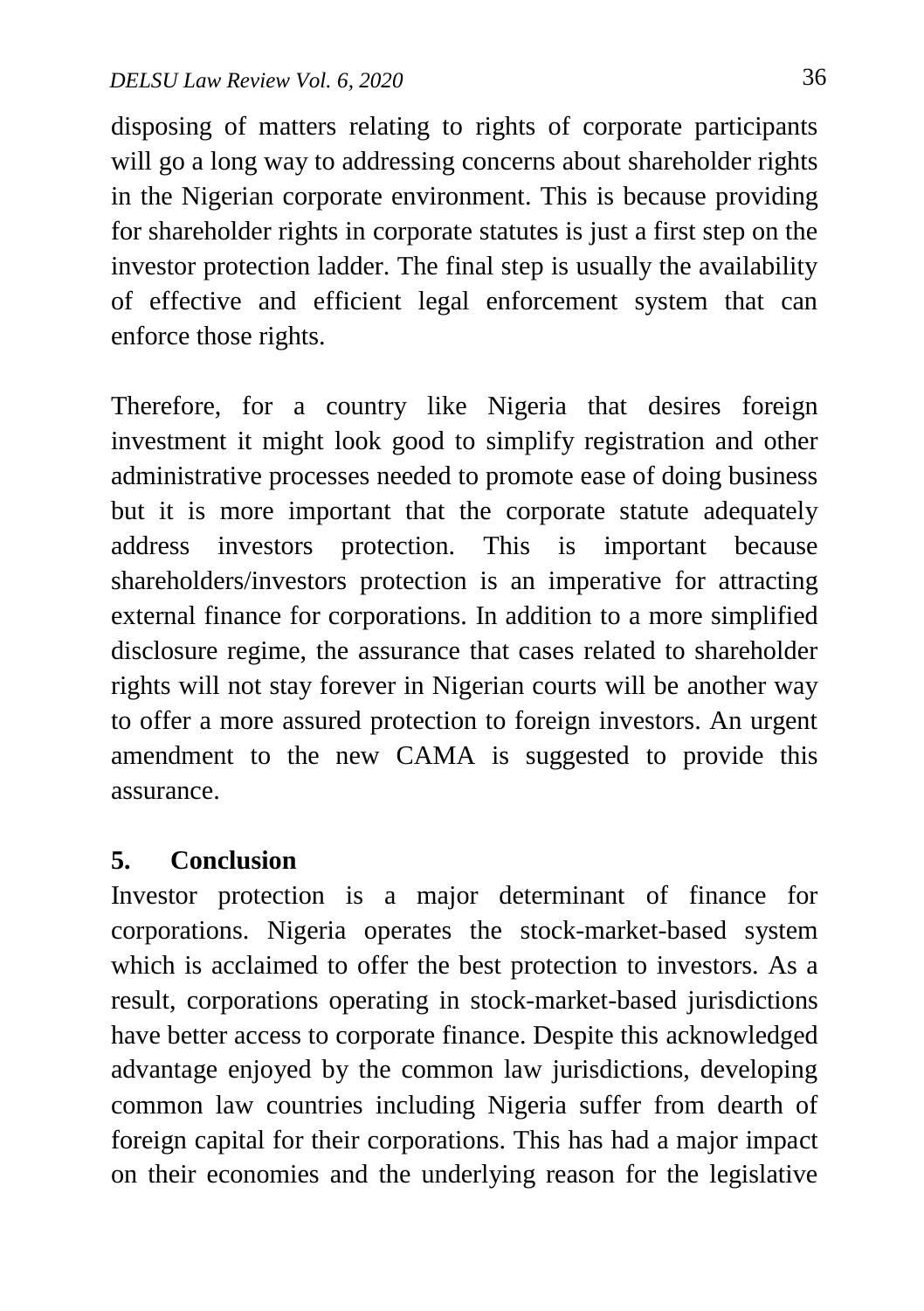disposing of matters relating to rights of corporate participants will go a long way to addressing concerns about shareholder rights in the Nigerian corporate environment. This is because providing for shareholder rights in corporate statutes is just a first step on the investor protection ladder. The final step is usually the availability of effective and efficient legal enforcement system that can enforce those rights.

Therefore, for a country like Nigeria that desires foreign investment it might look good to simplify registration and other administrative processes needed to promote ease of doing business but it is more important that the corporate statute adequately address investors protection. This is important because shareholders/investors protection is an imperative for attracting external finance for corporations. In addition to a more simplified disclosure regime, the assurance that cases related to shareholder rights will not stay forever in Nigerian courts will be another way to offer a more assured protection to foreign investors. An urgent amendment to the new CAMA is suggested to provide this assurance.

## 5. Conclusion

Investor protection is a major determinant of finance for corporations. Nigeria operates the stock-market-based system which is acclaimed to offer the best protection to investors. As a result, corporations operating in stock-market-based jurisdictions have better access to corporate finance. Despite this acknowledged advantage enjoyed by the common law jurisdictions, developing common law countries including Nigeria suffer from dearth of foreign capital for their corporations. This has had a major impact on their economies and the underlying reason for the legislative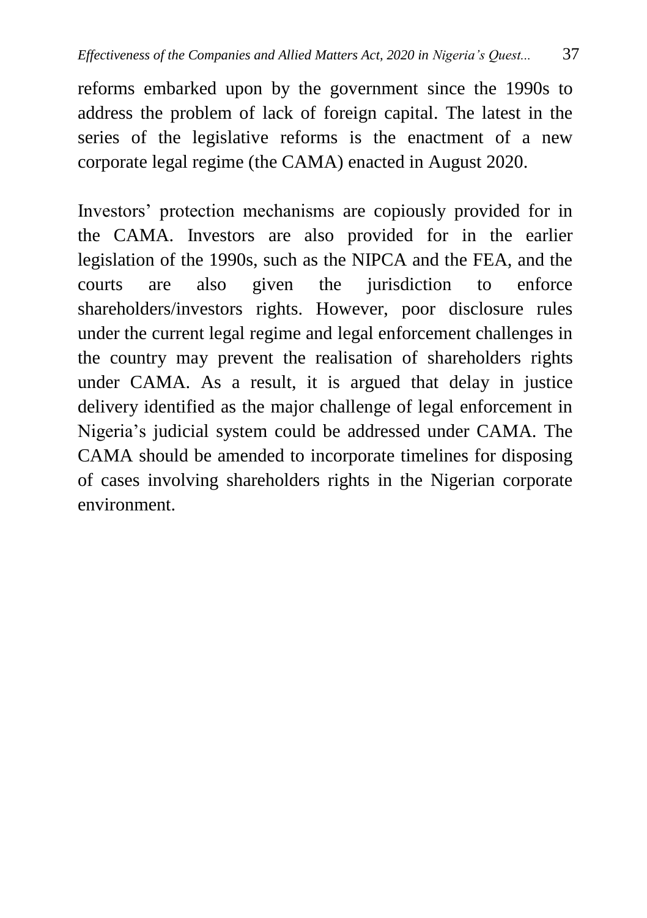reforms embarked upon by the government since the 1990s to address the problem of lack of foreign capital. The latest in the series of the legislative reforms is the enactment of a new corporate legal regime (the CAMA) enacted in August 2020.

Investors' protection mechanisms are copiously provided for in the CAMA. Investors are also provided for in the earlier legislation of the 1990s, such as the NIPCA and the FEA, and the courts are also given the jurisdiction to enforce shareholders/investors rights. However, poor disclosure rules under the current legal regime and legal enforcement challenges in the country may prevent the realisation of shareholders rights under CAMA. As a result, it is argued that delay in justice delivery identified as the major challenge of legal enforcement in Nigeria's judicial system could be addressed under CAMA. The CAMA should be amended to incorporate timelines for disposing of cases involving shareholders rights in the Nigerian corporate environment.